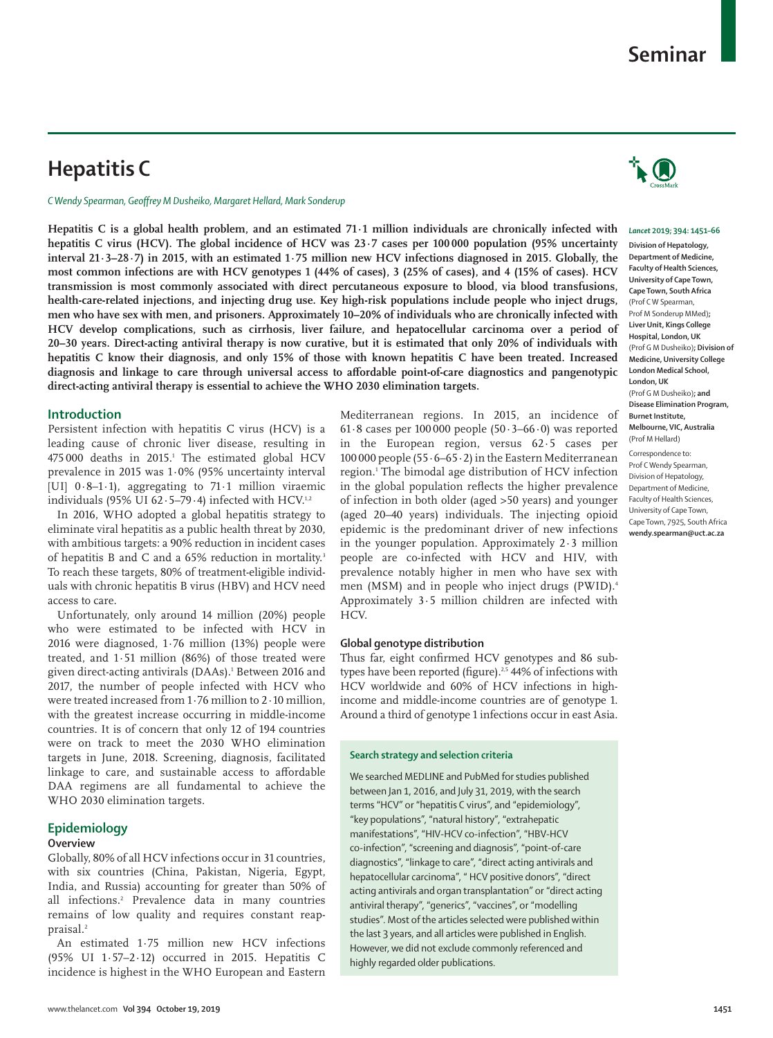Seminar

# Hepatitis C

*C Wendy Spearman, Geoffrey M Dusheiko, Margaret Hellard, Mark Sonderup*

**Hepatitis C is a global health problem, and an estimated 71·1 million individuals are chronically infected with hepatitis C virus (HCV). The global incidence of HCV was 23·7 cases per 100 000 population (95% uncertainty interval 21·3–28·7) in 2015, with an estimated 1·75 million new HCV infections diagnosed in 2015. Globally, the most common infections are with HCV genotypes 1 (44% of cases), 3 (25% of cases), and 4 (15% of cases). HCV transmission is most commonly associated with direct percutaneous exposure to blood, via blood transfusions, health-care-related injections, and injecting drug use. Key high-risk populations include people who inject drugs, men who have sex with men, and prisoners. Approximately 10–20% of individuals who are chronically infected with HCV develop complications, such as cirrhosis, liver failure, and hepatocellular carcinoma over a period of 20–30 years. Direct-acting antiviral therapy is now curative, but it is estimated that only 20% of individuals with hepatitis C know their diagnosis, and only 15% of those with known hepatitis C have been treated. Increased diagnosis and linkage to care through universal access to affordable point-of-care diagnostics and pangenotypic direct-acting antiviral therapy is essential to achieve the WHO 2030 elimination targets.**

*Lancet* 2019; 394: 1451–66

Division of Hepatology, Department of Medicine, Faculty of Health Sciences, University of Cape Town, Cape Town, South Africa (Prof C W Spearman, Prof M Sonderup MMed); Liver Unit, Kings College Hospital, London, UK (Prof G M Dusheiko); Division of Medicine, University College London Medical School, London, UK (Prof G M Dusheiko); and Disease Elimination Program, Burnet Institute, Melbourne, VIC, Australia (Prof M Hellard)

Correspondence to: Prof C Wendy Spearman, Division of Hepatology, Department of Medicine, Faculty of Health Sciences, University of Cape Town, Cape Town, 7925, South Africa **wendy.spearman@uct.ac.za**

## Introduction

Persistent infection with hepatitis C virus (HCV) is a leading cause of chronic liver disease, resulting in 475 000 deaths in 2015.[1] The estimated global HCV prevalence in 2015 was 1·0% (95% uncertainty interval [UI] 0·8–1·1), aggregating to 71·1 million viraemic individuals (95% UI 62·5–79·4) infected with HCV.[1,2]

In 2016, WHO adopted a global hepatitis strategy to eliminate viral hepatitis as a public health threat by 2030, with ambitious targets: a 90% reduction in incident cases of hepatitis B and C and a 65% reduction in mortality.[3] To reach these targets, 80% of treatment-eligible individuals with chronic hepatitis B virus (HBV) and HCV need access to care.

Unfortunately, only around 14 million (20%) people who were estimated to be infected with HCV in 2016 were diagnosed, 1·76 million (13%) people were treated, and 1·51 million (86%) of those treated were given direct-acting antivirals (DAAs).[1] Between 2016 and 2017, the number of people infected with HCV who were treated increased from 1·76 million to 2·10 million, with the greatest increase occurring in middle-income countries. It is of concern that only 12 of 194 countries were on track to meet the 2030 WHO elimination targets in June, 2018. Screening, diagnosis, facilitated linkage to care, and sustainable access to affordable DAA regimens are all fundamental to achieve the WHO 2030 elimination targets.

## Epidemiology

### Overview

Globally, 80% of all HCV infections occur in 31 countries, with six countries (China, Pakistan, Nigeria, Egypt, India, and Russia) accounting for greater than 50% of all infections.[2] Prevalence data in many countries remains of low quality and requires constant reappraisal.[2]

An estimated 1·75 million new HCV infections (95% UI 1·57–2·12) occurred in 2015. Hepatitis C incidence is highest in the WHO European and Eastern Mediterranean regions. In 2015, an incidence of 61·8 cases per 100 000 people (50·3–66·0) was reported in the European region, versus 62·5 cases per 100 000 people (55·6–65·2) in the Eastern Mediterranean region.[1] The bimodal age distribution of HCV infection in the global population reflects the higher prevalence of infection in both older (aged >50 years) and younger (aged 20–40 years) individuals. The injecting opioid epidemic is the predominant driver of new infections in the younger population. Approximately 2·3 million people are co-infected with HCV and HIV, with prevalence notably higher in men who have sex with men (MSM) and in people who inject drugs (PWID).[4] Approximately 3·5 million children are infected with HCV.

### Global genotype distribution

Thus far, eight confirmed HCV genotypes and 86 subtypes have been reported (figure).[2,5] 44% of infections with HCV worldwide and 60% of HCV infections in high-income and middle-income countries are of genotype 1. Around a third of genotype 1 infections occur in east Asia.

**Search strategy and selection criteria**

We searched MEDLINE and PubMed for studies published between Jan 1, 2016, and July 31, 2019, with the search terms "HCV" or "hepatitis C virus", and "epidemiology", "key populations", "natural history", "extrahepatic manifestations", "HIV-HCV co-infection", "HBV-HCV co-infection", "screening and diagnosis", "point-of-care diagnostics", "linkage to care", "direct acting antivirals and hepatocellular carcinoma", " HCV positive donors", "direct acting antivirals and organ transplantation" or "direct acting antiviral therapy", "generics", "vaccines", or "modelling studies". Most of the articles selected were published within the last 3 years, and all articles were published in English. However, we did not exclude commonly referenced and highly regarded older publications.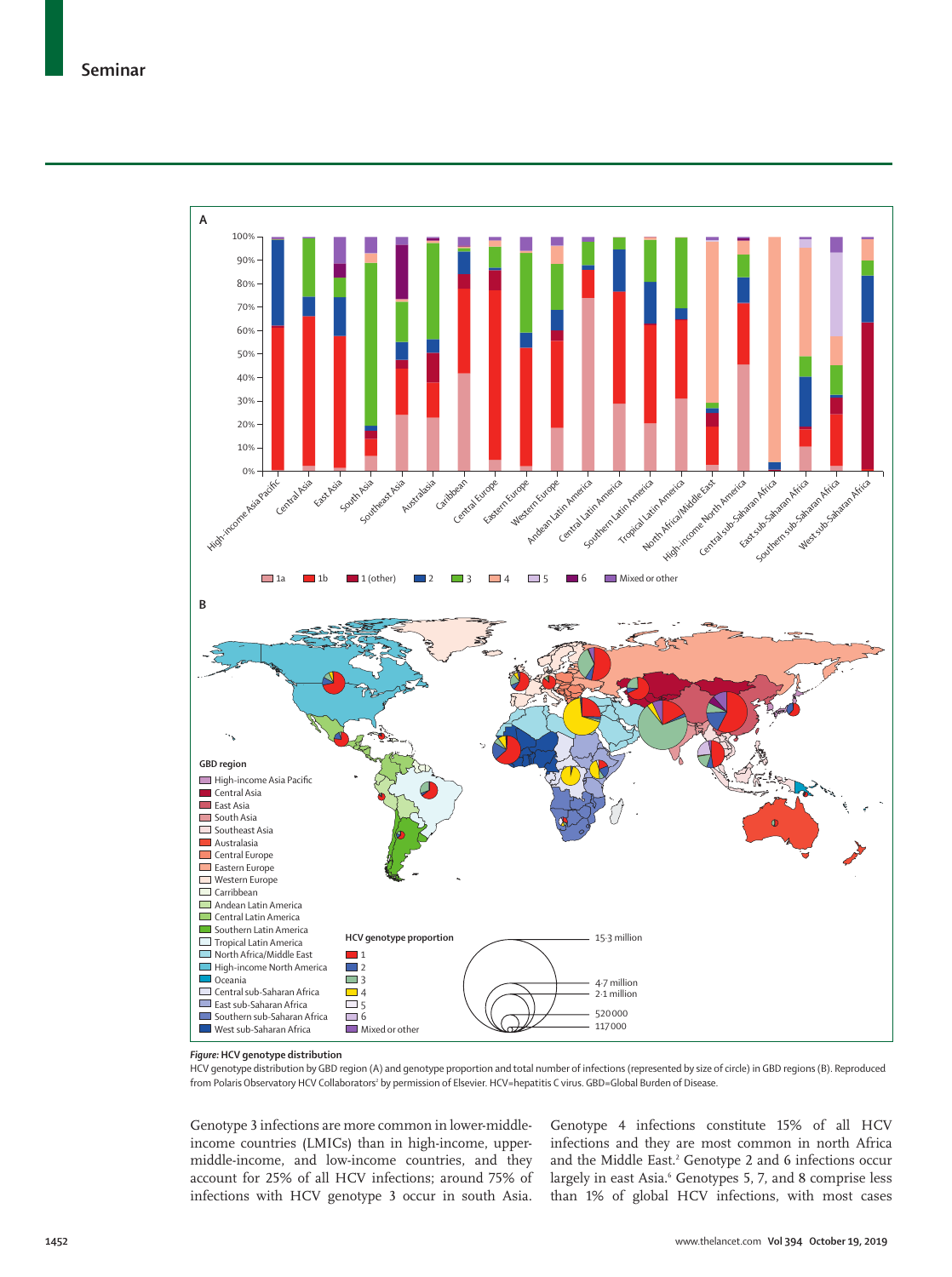**Figure: HCV genotype distribution**

HCV genotype distribution by GBD region (A) and genotype proportion and total number of infections (represented by size of circle) in GBD regions (B). Reproduced from Polaris Observatory HCV Collaborators[2] by permission of Elsevier. HCV=hepatitis C virus. GBD=Global Burden of Disease.

Genotype 3 infections are more common in lower-middle-income countries (LMICs) than in high-income, upper-middle-income, and low-income countries, and they account for 25% of all HCV infections; around 75% of infections with HCV genotype 3 occur in south Asia. Genotype 4 infections constitute 15% of all HCV infections and they are most common in north Africa and the Middle East.[2] Genotype 2 and 6 infections occur largely in east Asia.[6] Genotypes 5, 7, and 8 comprise less than 1% of global HCV infections, with most cases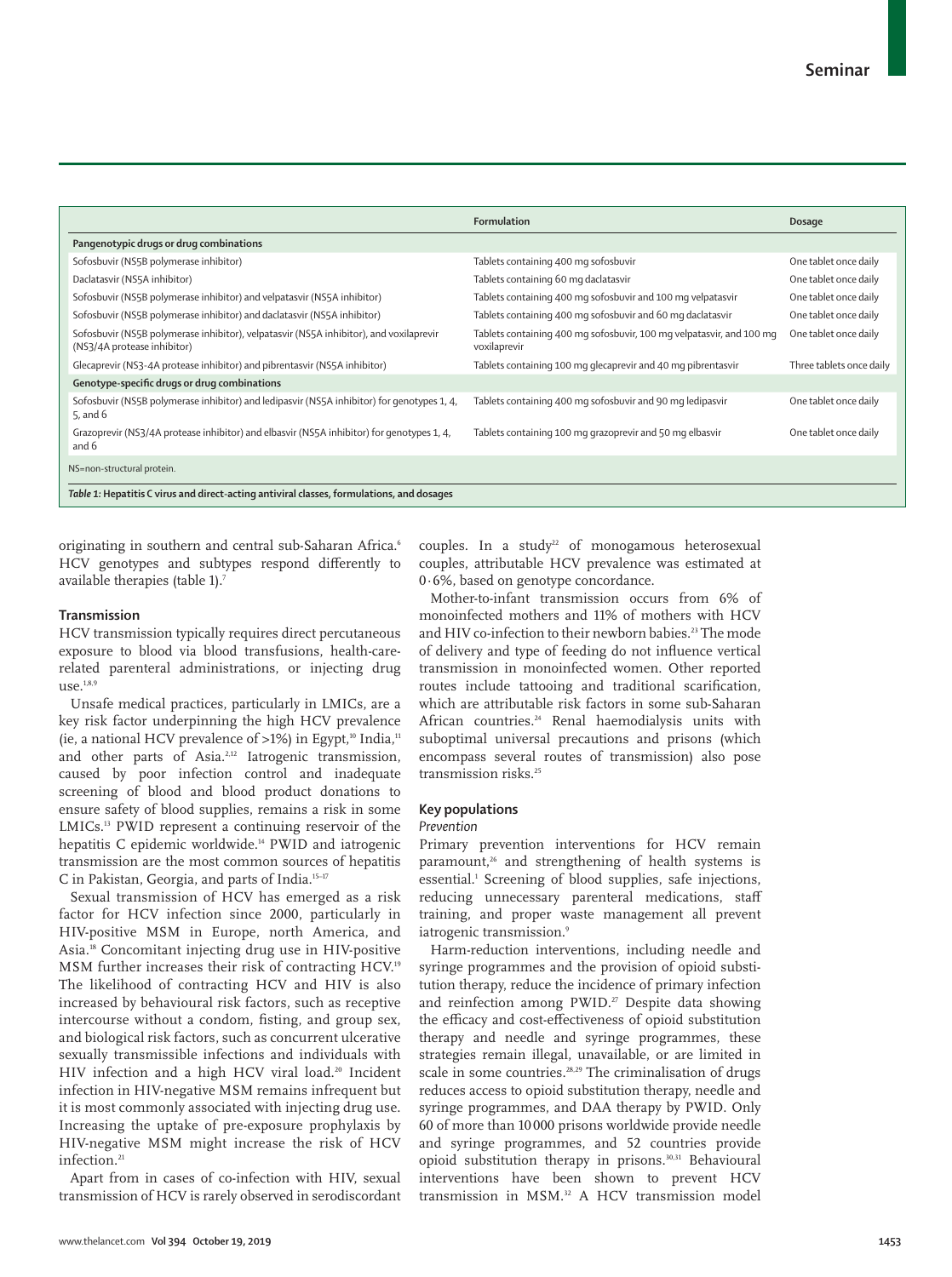| | Formulation | Dosage |
|---|---|---|
| **Pangenotypic drugs or drug combinations** | | |
| Sofosbuvir (NS5B polymerase inhibitor) | Tablets containing 400 mg sofosbuvir | One tablet once daily |
| Daclatasvir (NS5A inhibitor) | Tablets containing 60 mg daclatasvir | One tablet once daily |
| Sofosbuvir (NS5B polymerase inhibitor) and velpatasvir (NS5A inhibitor) | Tablets containing 400 mg sofosbuvir and 100 mg velpatasvir | One tablet once daily |
| Sofosbuvir (NS5B polymerase inhibitor) and daclatasvir (NS5A inhibitor) | Tablets containing 400 mg sofosbuvir and 60 mg daclatasvir | One tablet once daily |
| Sofosbuvir (NS5B polymerase inhibitor), velpatasvir (NS5A inhibitor), and voxilaprevir (NS3/4A protease inhibitor) | Tablets containing 400 mg sofosbuvir, 100 mg velpatasvir, and 100 mg voxilaprevir | One tablet once daily |
| Glecaprevir (NS3-4A protease inhibitor) and pibrentasvir (NS5A inhibitor) | Tablets containing 100 mg glecaprevir and 40 mg pibrentasvir | Three tablets once daily |
| **Genotype-specific drugs or drug combinations** | | |
| Sofosbuvir (NS5B polymerase inhibitor) and ledipasvir (NS5A inhibitor) for genotypes 1, 4, 5, and 6 | Tablets containing 400 mg sofosbuvir and 90 mg ledipasvir | One tablet once daily |
| Grazoprevir (NS3/4A protease inhibitor) and elbasvir (NS5A inhibitor) for genotypes 1, 4, and 6 | Tablets containing 100 mg grazoprevir and 50 mg elbasvir | One tablet once daily |

NS=non-structural protein.

*Table 1:* **Hepatitis C virus and direct-acting antiviral classes, formulations, and dosages**

originating in southern and central sub-Saharan Africa.[6] HCV genotypes and subtypes respond differently to available therapies (table 1).[7]

## Transmission

HCV transmission typically requires direct percutaneous exposure to blood via blood transfusions, health-care-related parenteral administrations, or injecting drug use.[1,8,9]

Unsafe medical practices, particularly in LMICs, are a key risk factor underpinning the high HCV prevalence (ie, a national HCV prevalence of >1%) in Egypt,[10] India,[11] and other parts of Asia.[2,12] Iatrogenic transmission, caused by poor infection control and inadequate screening of blood and blood product donations to ensure safety of blood supplies, remains a risk in some LMICs.[13] PWID represent a continuing reservoir of the hepatitis C epidemic worldwide.[14] PWID and iatrogenic transmission are the most common sources of hepatitis C in Pakistan, Georgia, and parts of India.[15–17]

Sexual transmission of HCV has emerged as a risk factor for HCV infection since 2000, particularly in HIV-positive MSM in Europe, north America, and Asia.[18] Concomitant injecting drug use in HIV-positive MSM further increases their risk of contracting HCV.[19] The likelihood of contracting HCV and HIV is also increased by behavioural risk factors, such as receptive intercourse without a condom, fisting, and group sex, and biological risk factors, such as concurrent ulcerative sexually transmissible infections and individuals with HIV infection and a high HCV viral load.[20] Incident infection in HIV-negative MSM remains infrequent but it is most commonly associated with injecting drug use. Increasing the uptake of pre-exposure prophylaxis by HIV-negative MSM might increase the risk of HCV infection.[21]

Apart from in cases of co-infection with HIV, sexual transmission of HCV is rarely observed in serodiscordant couples. In a study[22] of monogamous heterosexual couples, attributable HCV prevalence was estimated at 0·6%, based on genotype concordance.

Mother-to-infant transmission occurs from 6% of monoinfected mothers and 11% of mothers with HCV and HIV co-infection to their newborn babies.[23] The mode of delivery and type of feeding do not influence vertical transmission in monoinfected women. Other reported routes include tattooing and traditional scarification, which are attributable risk factors in some sub-Saharan African countries.[24] Renal haemodialysis units with suboptimal universal precautions and prisons (which encompass several routes of transmission) also pose transmission risks.[25]

## Key populations

### *Prevention*

Primary prevention interventions for HCV remain paramount,[26] and strengthening of health systems is essential.[1] Screening of blood supplies, safe injections, reducing unnecessary parenteral medications, staff training, and proper waste management all prevent iatrogenic transmission.[9]

Harm-reduction interventions, including needle and syringe programmes and the provision of opioid substitution therapy, reduce the incidence of primary infection and reinfection among PWID.[27] Despite data showing the efficacy and cost-effectiveness of opioid substitution therapy and needle and syringe programmes, these strategies remain illegal, unavailable, or are limited in scale in some countries.[28,29] The criminalisation of drugs reduces access to opioid substitution therapy, needle and syringe programmes, and DAA therapy by PWID. Only 60 of more than 10 000 prisons worldwide provide needle and syringe programmes, and 52 countries provide opioid substitution therapy in prisons.[30,31] Behavioural interventions have been shown to prevent HCV transmission in MSM.[32] A HCV transmission model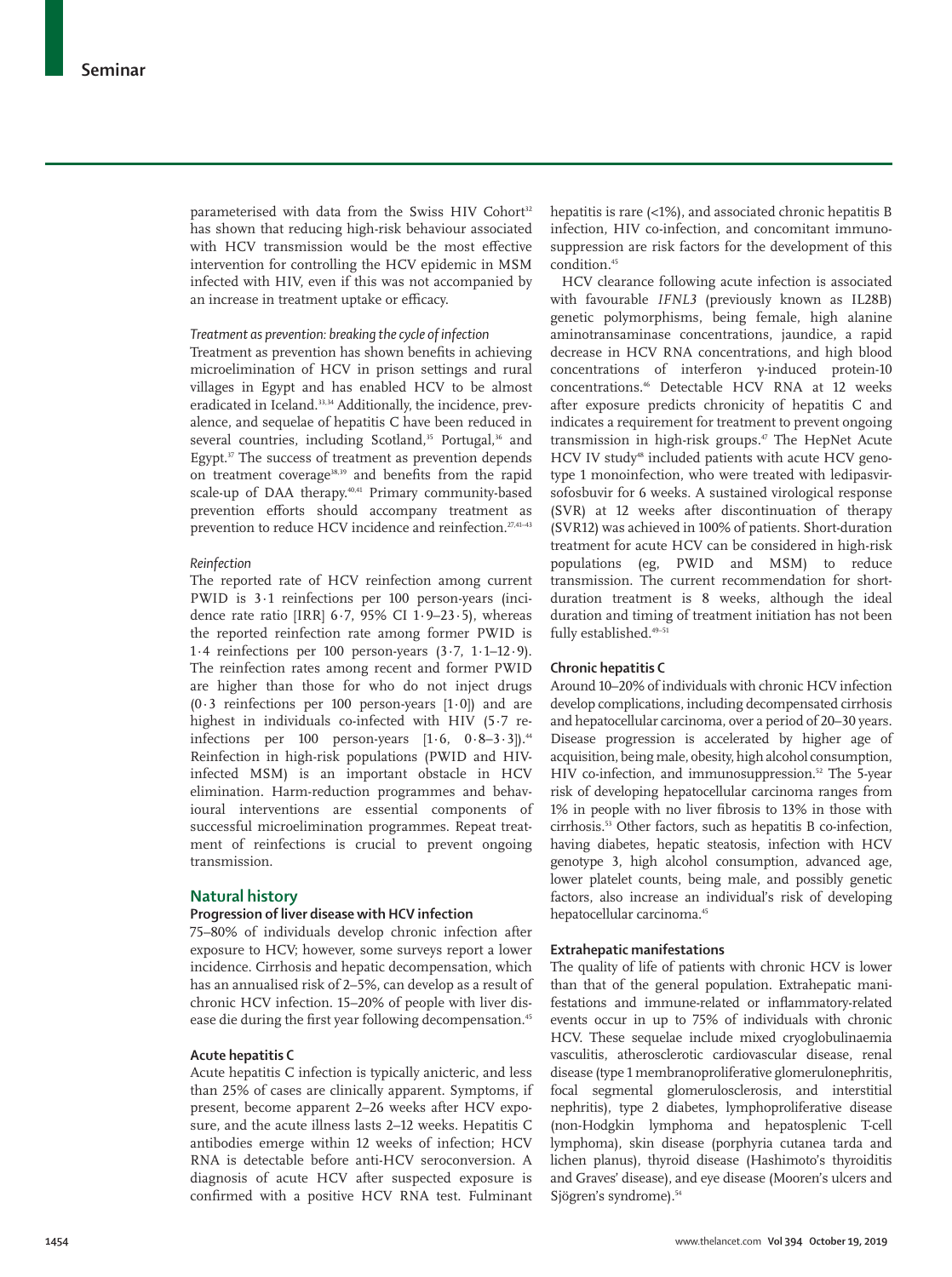parameterised with data from the Swiss HIV Cohort[32] has shown that reducing high-risk behaviour associated with HCV transmission would be the most effective intervention for controlling the HCV epidemic in MSM infected with HIV, even if this was not accompanied by an increase in treatment uptake or efficacy.

### *Treatment as prevention: breaking the cycle of infection*

Treatment as prevention has shown benefits in achieving microelimination of HCV in prison settings and rural villages in Egypt and has enabled HCV to be almost eradicated in Iceland.[33,34] Additionally, the incidence, prevalence, and sequelae of hepatitis C have been reduced in several countries, including Scotland,[35] Portugal,[36] and Egypt.[37] The success of treatment as prevention depends on treatment coverage[38,39] and benefits from the rapid scale-up of DAA therapy.[40,41] Primary community-based prevention efforts should accompany treatment as prevention to reduce HCV incidence and reinfection.[27,41–43]

### *Reinfection*

The reported rate of HCV reinfection among current PWID is 3·1 reinfections per 100 person-years (incidence rate ratio [IRR] 6·7, 95% CI 1·9–23·5), whereas the reported reinfection rate among former PWID is 1·4 reinfections per 100 person-years (3·7, 1·1–12·9). The reinfection rates among recent and former PWID are higher than those for who do not inject drugs (0·3 reinfections per 100 person-years [1·0]) and are highest in individuals co-infected with HIV (5·7 reinfections per 100 person-years [1·6, 0·8–3·3]).[44] Reinfection in high-risk populations (PWID and HIV-infected MSM) is an important obstacle in HCV elimination. Harm-reduction programmes and behavioural interventions are essential components of successful microelimination programmes. Repeat treatment of reinfections is crucial to prevent ongoing transmission.

## Natural history

### Progression of liver disease with HCV infection

75–80% of individuals develop chronic infection after exposure to HCV; however, some surveys report a lower incidence. Cirrhosis and hepatic decompensation, which has an annualised risk of 2–5%, can develop as a result of chronic HCV infection. 15–20% of people with liver disease die during the first year following decompensation.[45]

### Acute hepatitis C

Acute hepatitis C infection is typically anicteric, and less than 25% of cases are clinically apparent. Symptoms, if present, become apparent 2–26 weeks after HCV exposure, and the acute illness lasts 2–12 weeks. Hepatitis C antibodies emerge within 12 weeks of infection; HCV RNA is detectable before anti-HCV seroconversion. A diagnosis of acute HCV after suspected exposure is confirmed with a positive HCV RNA test. Fulminant hepatitis is rare (<1%), and associated chronic hepatitis B infection, HIV co-infection, and concomitant immunosuppression are risk factors for the development of this condition.[45]

HCV clearance following acute infection is associated with favourable *IFNL3* (previously known as IL28B) genetic polymorphisms, being female, high alanine aminotransaminase concentrations, jaundice, a rapid decrease in HCV RNA concentrations, and high blood concentrations of interferon γ-induced protein-10 concentrations.[46] Detectable HCV RNA at 12 weeks after exposure predicts chronicity of hepatitis C and indicates a requirement for treatment to prevent ongoing transmission in high-risk groups.[47] The HepNet Acute HCV IV study[48] included patients with acute HCV genotype 1 monoinfection, who were treated with ledipasvir-sofosbuvir for 6 weeks. A sustained virological response (SVR) at 12 weeks after discontinuation of therapy (SVR12) was achieved in 100% of patients. Short-duration treatment for acute HCV can be considered in high-risk populations (eg, PWID and MSM) to reduce transmission. The current recommendation for short-duration treatment is 8 weeks, although the ideal duration and timing of treatment initiation has not been fully established.[49–51]

### Chronic hepatitis C

Around 10–20% of individuals with chronic HCV infection develop complications, including decompensated cirrhosis and hepatocellular carcinoma, over a period of 20–30 years. Disease progression is accelerated by higher age of acquisition, being male, obesity, high alcohol consumption, HIV co-infection, and immunosuppression.[52] The 5-year risk of developing hepatocellular carcinoma ranges from 1% in people with no liver fibrosis to 13% in those with cirrhosis.[53] Other factors, such as hepatitis B co-infection, having diabetes, hepatic steatosis, infection with HCV genotype 3, high alcohol consumption, advanced age, lower platelet counts, being male, and possibly genetic factors, also increase an individual's risk of developing hepatocellular carcinoma.[45]

### Extrahepatic manifestations

The quality of life of patients with chronic HCV is lower than that of the general population. Extrahepatic manifestations and immune-related or inflammatory-related events occur in up to 75% of individuals with chronic HCV. These sequelae include mixed cryoglobulinaemia vasculitis, atherosclerotic cardiovascular disease, renal disease (type 1 membranoproliferative glomerulonephritis, focal segmental glomerulosclerosis, and interstitial nephritis), type 2 diabetes, lymphoproliferative disease (non-Hodgkin lymphoma and hepatosplenic T-cell lymphoma), skin disease (porphyria cutanea tarda and lichen planus), thyroid disease (Hashimoto's thyroiditis and Graves' disease), and eye disease (Mooren's ulcers and Sjögren's syndrome).[54]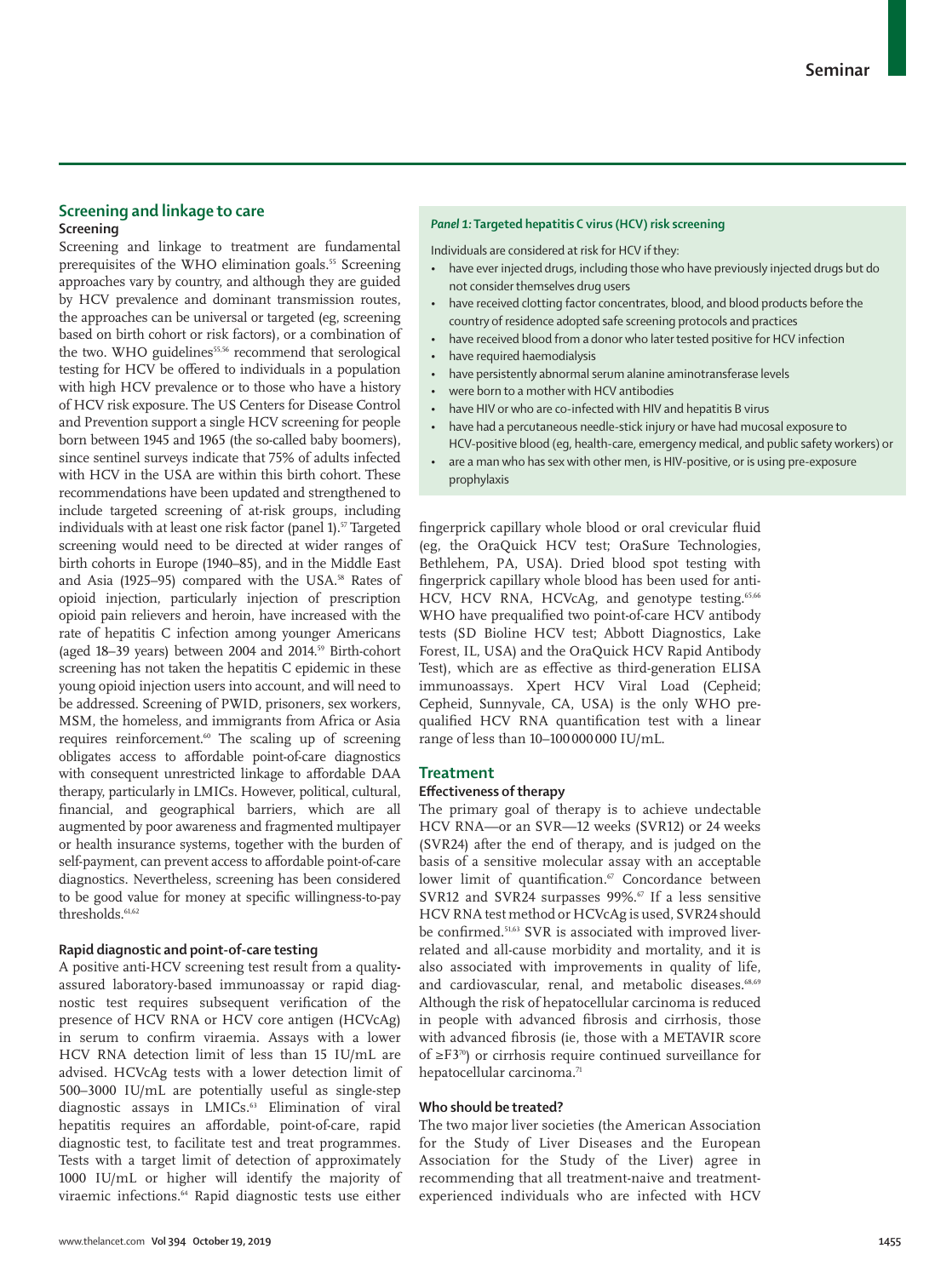## Screening and linkage to care

### Screening

Screening and linkage to treatment are fundamental prerequisites of the WHO elimination goals.[55] Screening approaches vary by country, and although they are guided by HCV prevalence and dominant transmission routes, the approaches can be universal or targeted (eg, screening based on birth cohort or risk factors), or a combination of the two. WHO guidelines[55,56] recommend that serological testing for HCV be offered to individuals in a population with high HCV prevalence or to those who have a history of HCV risk exposure. The US Centers for Disease Control and Prevention support a single HCV screening for people born between 1945 and 1965 (the so-called baby boomers), since sentinel surveys indicate that 75% of adults infected with HCV in the USA are within this birth cohort. These recommendations have been updated and strengthened to include targeted screening of at-risk groups, including individuals with at least one risk factor (panel 1).[57] Targeted screening would need to be directed at wider ranges of birth cohorts in Europe (1940–85), and in the Middle East and Asia (1925–95) compared with the USA.[58] Rates of opioid injection, particularly injection of prescription opioid pain relievers and heroin, have increased with the rate of hepatitis C infection among younger Americans (aged 18–39 years) between 2004 and 2014.[59] Birth-cohort screening has not taken the hepatitis C epidemic in these young opioid injection users into account, and will need to be addressed. Screening of PWID, prisoners, sex workers, MSM, the homeless, and immigrants from Africa or Asia requires reinforcement.[60] The scaling up of screening obligates access to affordable point-of-care diagnostics with consequent unrestricted linkage to affordable DAA therapy, particularly in LMICs. However, political, cultural, financial, and geographical barriers, which are all augmented by poor awareness and fragmented multipayer or health insurance systems, together with the burden of self-payment, can prevent access to affordable point-of-care diagnostics. Nevertheless, screening has been considered to be good value for money at specific willingness-to-pay thresholds.[61,62]

> ***Panel 1:* Targeted hepatitis C virus (HCV) risk screening**
>
> Individuals are considered at risk for HCV if they:
>
> - have ever injected drugs, including those who have previously injected drugs but do not consider themselves drug users
> - have received clotting factor concentrates, blood, and blood products before the country of residence adopted safe screening protocols and practices
> - have received blood from a donor who later tested positive for HCV infection
> - have required haemodialysis
> - have persistently abnormal serum alanine aminotransferase levels
> - were born to a mother with HCV antibodies
> - have HIV or who are co-infected with HIV and hepatitis B virus
> - have had a percutaneous needle-stick injury or have had mucosal exposure to HCV-positive blood (eg, health-care, emergency medical, and public safety workers) or
> - are a man who has sex with other men, is HIV-positive, or is using pre-exposure prophylaxis

### Rapid diagnostic and point-of-care testing

A positive anti-HCV screening test result from a quality-assured laboratory-based immunoassay or rapid diagnostic test requires subsequent verification of the presence of HCV RNA or HCV core antigen (HCVcAg) in serum to confirm viraemia. Assays with a lower HCV RNA detection limit of less than 15 IU/mL are advised. HCVcAg tests with a lower detection limit of 500–3000 IU/mL are potentially useful as single-step diagnostic assays in LMICs.[63] Elimination of viral hepatitis requires an affordable, point-of-care, rapid diagnostic test, to facilitate test and treat programmes. Tests with a target limit of detection of approximately 1000 IU/mL or higher will identify the majority of viraemic infections.[64] Rapid diagnostic tests use either fingerprick capillary whole blood or oral crevicular fluid (eg, the OraQuick HCV test; OraSure Technologies, Bethlehem, PA, USA). Dried blood spot testing with fingerprick capillary whole blood has been used for anti-HCV, HCV RNA, HCVcAg, and genotype testing.[65,66] WHO have prequalified two point-of-care HCV antibody tests (SD Bioline HCV test; Abbott Diagnostics, Lake Forest, IL, USA) and the OraQuick HCV Rapid Antibody Test), which are as effective as third-generation ELISA immunoassays. Xpert HCV Viral Load (Cepheid; Cepheid, Sunnyvale, CA, USA) is the only WHO prequalified HCV RNA quantification test with a linear range of less than 10–100 000 000 IU/mL.

## Treatment

### Effectiveness of therapy

The primary goal of therapy is to achieve undectable HCV RNA—or an SVR—12 weeks (SVR12) or 24 weeks (SVR24) after the end of therapy, and is judged on the basis of a sensitive molecular assay with an acceptable lower limit of quantification.[67] Concordance between SVR12 and SVR24 surpasses 99%.[67] If a less sensitive HCV RNA test method or HCVcAg is used, SVR24 should be confirmed.[51,63] SVR is associated with improved liver-related and all-cause morbidity and mortality, and it is also associated with improvements in quality of life, and cardiovascular, renal, and metabolic diseases.[68,69] Although the risk of hepatocellular carcinoma is reduced in people with advanced fibrosis and cirrhosis, those with advanced fibrosis (ie, those with a METAVIR score of ≥F3[70]) or cirrhosis require continued surveillance for hepatocellular carcinoma.[71]

### Who should be treated?

The two major liver societies (the American Association for the Study of Liver Diseases and the European Association for the Study of the Liver) agree in recommending that all treatment-naive and treatment-experienced individuals who are infected with HCV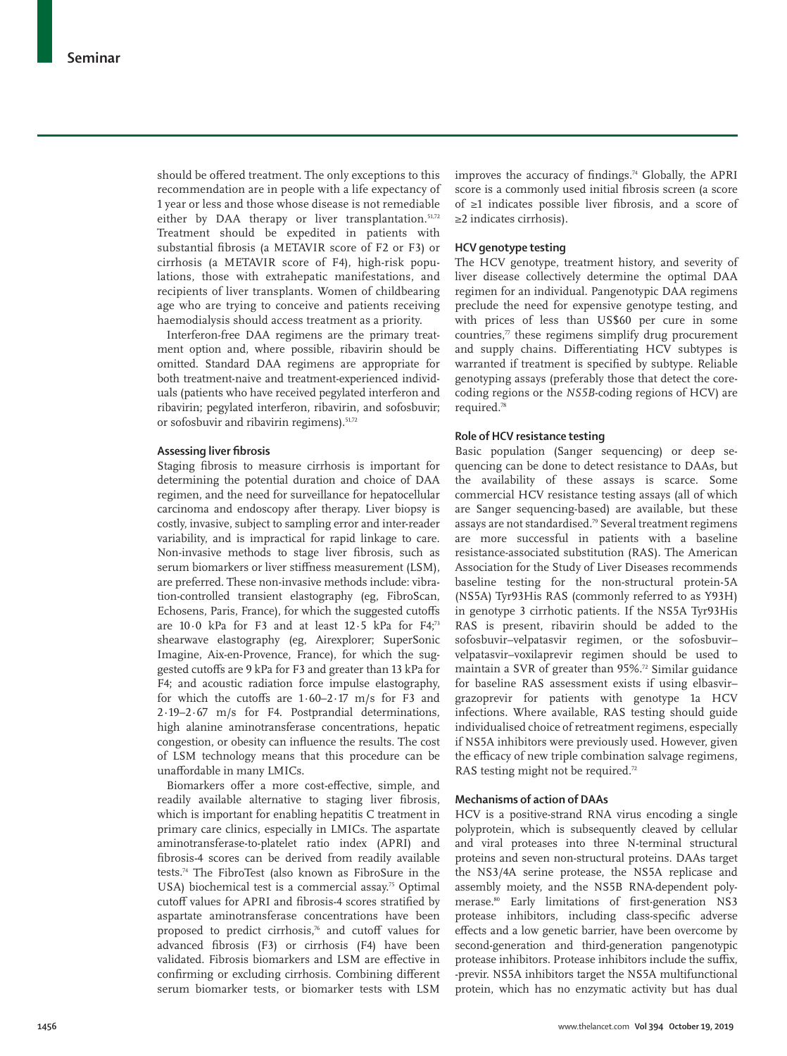should be offered treatment. The only exceptions to this recommendation are in people with a life expectancy of 1 year or less and those whose disease is not remediable either by DAA therapy or liver transplantation.[51,72] Treatment should be expedited in patients with substantial fibrosis (a METAVIR score of F2 or F3) or cirrhosis (a METAVIR score of F4), high-risk populations, those with extrahepatic manifestations, and recipients of liver transplants. Women of childbearing age who are trying to conceive and patients receiving haemodialysis should access treatment as a priority.

Interferon-free DAA regimens are the primary treatment option and, where possible, ribavirin should be omitted. Standard DAA regimens are appropriate for both treatment-naive and treatment-experienced individuals (patients who have received pegylated interferon and ribavirin; pegylated interferon, ribavirin, and sofosbuvir; or sofosbuvir and ribavirin regimens).[51,72]

### Assessing liver fibrosis

Staging fibrosis to measure cirrhosis is important for determining the potential duration and choice of DAA regimen, and the need for surveillance for hepatocellular carcinoma and endoscopy after therapy. Liver biopsy is costly, invasive, subject to sampling error and inter-reader variability, and is impractical for rapid linkage to care. Non-invasive methods to stage liver fibrosis, such as serum biomarkers or liver stiffness measurement (LSM), are preferred. These non-invasive methods include: vibration-controlled transient elastography (eg, FibroScan, Echosens, Paris, France), for which the suggested cutoffs are 10·0 kPa for F3 and at least 12·5 kPa for F4;[73] shearwave elastography (eg, Airexplorer; SuperSonic Imagine, Aix-en-Provence, France), for which the suggested cutoffs are 9 kPa for F3 and greater than 13 kPa for F4; and acoustic radiation force impulse elastography, for which the cutoffs are 1·60–2·17 m/s for F3 and 2·19–2·67 m/s for F4. Postprandial determinations, high alanine aminotransferase concentrations, hepatic congestion, or obesity can influence the results. The cost of LSM technology means that this procedure can be unaffordable in many LMICs.

Biomarkers offer a more cost-effective, simple, and readily available alternative to staging liver fibrosis, which is important for enabling hepatitis C treatment in primary care clinics, especially in LMICs. The aspartate aminotransferase-to-platelet ratio index (APRI) and fibrosis-4 scores can be derived from readily available tests.[74] The FibroTest (also known as FibroSure in the USA) biochemical test is a commercial assay.[75] Optimal cutoff values for APRI and fibrosis-4 scores stratified by aspartate aminotransferase concentrations have been proposed to predict cirrhosis,[76] and cutoff values for advanced fibrosis (F3) or cirrhosis (F4) have been validated. Fibrosis biomarkers and LSM are effective in confirming or excluding cirrhosis. Combining different serum biomarker tests, or biomarker tests with LSM improves the accuracy of findings.[74] Globally, the APRI score is a commonly used initial fibrosis screen (a score of ≥1 indicates possible liver fibrosis, and a score of ≥2 indicates cirrhosis).

### HCV genotype testing

The HCV genotype, treatment history, and severity of liver disease collectively determine the optimal DAA regimen for an individual. Pangenotypic DAA regimens preclude the need for expensive genotype testing, and with prices of less than US$60 per cure in some countries,[77] these regimens simplify drug procurement and supply chains. Differentiating HCV subtypes is warranted if treatment is specified by subtype. Reliable genotyping assays (preferably those that detect the core-coding regions or the *NS5B*-coding regions of HCV) are required.[78]

### Role of HCV resistance testing

Basic population (Sanger sequencing) or deep sequencing can be done to detect resistance to DAAs, but the availability of these assays is scarce. Some commercial HCV resistance testing assays (all of which are Sanger sequencing-based) are available, but these assays are not standardised.[79] Several treatment regimens are more successful in patients with a baseline resistance-associated substitution (RAS). The American Association for the Study of Liver Diseases recommends baseline testing for the non-structural protein-5A (NS5A) Tyr93His RAS (commonly referred to as Y93H) in genotype 3 cirrhotic patients. If the NS5A Tyr93His RAS is present, ribavirin should be added to the sofosbuvir–velpatasvir regimen, or the sofosbuvir–velpatasvir–voxilaprevir regimen should be used to maintain a SVR of greater than 95%.[72] Similar guidance for baseline RAS assessment exists if using elbasvir–grazoprevir for patients with genotype 1a HCV infections. Where available, RAS testing should guide individualised choice of retreatment regimens, especially if NS5A inhibitors were previously used. However, given the efficacy of new triple combination salvage regimens, RAS testing might not be required.[72]

### Mechanisms of action of DAAs

HCV is a positive-strand RNA virus encoding a single polyprotein, which is subsequently cleaved by cellular and viral proteases into three N-terminal structural proteins and seven non-structural proteins. DAAs target the NS3/4A serine protease, the NS5A replicase and assembly moiety, and the NS5B RNA-dependent polymerase.[80] Early limitations of first-generation NS3 protease inhibitors, including class-specific adverse effects and a low genetic barrier, have been overcome by second-generation and third-generation pangenotypic protease inhibitors. Protease inhibitors include the suffix, -previr. NS5A inhibitors target the NS5A multifunctional protein, which has no enzymatic activity but has dual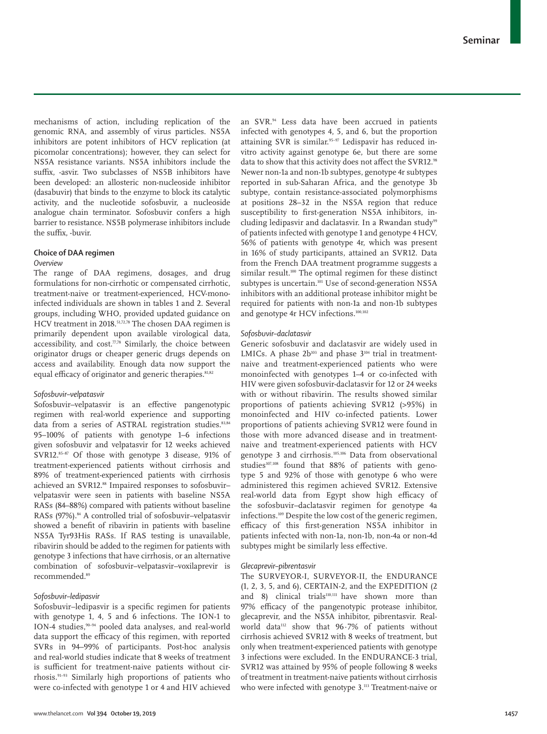mechanisms of action, including replication of the genomic RNA, and assembly of virus particles. NS5A inhibitors are potent inhibitors of HCV replication (at picomolar concentrations); however, they can select for NS5A resistance variants. NS5A inhibitors include the suffix, -asvir. Two subclasses of NS5B inhibitors have been developed: an allosteric non-nucleoside inhibitor (dasabuvir) that binds to the enzyme to block its catalytic activity, and the nucleotide sofosbuvir, a nucleoside analogue chain terminator. Sofosbuvir confers a high barrier to resistance. NS5B polymerase inhibitors include the suffix, -buvir.

## Choice of DAA regimen

### Overview

The range of DAA regimens, dosages, and drug formulations for non-cirrhotic or compensated cirrhotic, treatment-naive or treatment-experienced, HCV-mono-infected individuals are shown in tables 1 and 2. Several groups, including WHO, provided updated guidance on HCV treatment in 2018.[51,72,78] The chosen DAA regimen is primarily dependent upon available virological data, accessibility, and cost.[77,78] Similarly, the choice between originator drugs or cheaper generic drugs depends on access and availability. Enough data now support the equal efficacy of originator and generic therapies.[81,82]

### Sofosbuvir–velpatasvir

Sofosbuvir–velpatasvir is an effective pangenotypic regimen with real-world experience and supporting data from a series of ASTRAL registration studies.[83,84] 95–100% of patients with genotype 1–6 infections given sofosbuvir and velpatasvir for 12 weeks achieved SVR12.[85–87] Of those with genotype 3 disease, 91% of treatment-experienced patients without cirrhosis and 89% of treatment-experienced patients with cirrhosis achieved an SVR12.[88] Impaired responses to sofosbuvir–velpatasvir were seen in patients with baseline NS5A RASs (84–88%) compared with patients without baseline RASs (97%).[84] A controlled trial of sofosbuvir–velpatasvir showed a benefit of ribavirin in patients with baseline NS5A Tyr93His RASs. If RAS testing is unavailable, ribavirin should be added to the regimen for patients with genotype 3 infections that have cirrhosis, or an alternative combination of sofosbuvir–velpatasvir–voxilaprevir is recommended.[89]

### Sofosbuvir–ledipasvir

Sofosbuvir–ledipasvir is a specific regimen for patients with genotype 1, 4, 5 and 6 infections. The ION-1 to ION-4 studies,[90–94] pooled data analyses, and real-world data support the efficacy of this regimen, with reported SVRs in 94–99% of participants. Post-hoc analysis and real-world studies indicate that 8 weeks of treatment is sufficient for treatment-naive patients without cirrhosis.[91–93] Similarly high proportions of patients who were co-infected with genotype 1 or 4 and HIV achieved an SVR.[94] Less data have been accrued in patients infected with genotypes 4, 5, and 6, but the proportion attaining SVR is similar.[95–97] Ledispavir has reduced in-vitro activity against genotype 6e, but there are some data to show that this activity does not affect the SVR12.[98] Newer non-1a and non-1b subtypes, genotype 4r subtypes reported in sub-Saharan Africa, and the genotype 3b subtype, contain resistance-associated polymorphisms at positions 28–32 in the NS5A region that reduce susceptibility to first-generation NS5A inhibitors, including ledipasvir and daclatasvir. In a Rwandan study[99] of patients infected with genotype 1 and genotype 4 HCV, 56% of patients with genotype 4r, which was present in 16% of study participants, attained an SVR12. Data from the French DAA treatment programme suggests a similar result.[100] The optimal regimen for these distinct subtypes is uncertain.[101] Use of second-generation NS5A inhibitors with an additional protease inhibitor might be required for patients with non-1a and non-1b subtypes and genotype 4r HCV infections.[100,102]

### Sofosbuvir–daclatasvir

Generic sofosbuvir and daclatasvir are widely used in LMICs. A phase 2b[103] and phase 3[104] trial in treatment-naive and treatment-experienced patients who were monoinfected with genotypes 1–4 or co-infected with HIV were given sofosbuvir-daclatasvir for 12 or 24 weeks with or without ribavirin. The results showed similar proportions of patients achieving SVR12 (>95%) in monoinfected and HIV co-infected patients. Lower proportions of patients achieving SVR12 were found in those with more advanced disease and in treatment-naive and treatment-experienced patients with HCV genotype 3 and cirrhosis.[105,106] Data from observational studies[107,108] found that 88% of patients with genotype 5 and 92% of those with genotype 6 who were administered this regimen achieved SVR12. Extensive real-world data from Egypt show high efficacy of the sofosbuvir–daclatasvir regimen for genotype 4a infections.[109] Despite the low cost of the generic regimen, efficacy of this first-generation NS5A inhibitor in patients infected with non-1a, non-1b, non-4a or non-4d subtypes might be similarly less effective.

### Glecaprevir–pibrentasvir

The SURVEYOR-I, SURVEYOR-II, the ENDURANCE (1, 2, 3, 5, and 6), CERTAIN-2, and the EXPEDITION (2 and 8) clinical trials[110,111] have shown more than 97% efficacy of the pangenotypic protease inhibitor, glecaprevir, and the NS5A inhibitor, pibrentasvir. Real-world data[112] show that 96·7% of patients without cirrhosis achieved SVR12 with 8 weeks of treatment, but only when treatment-experienced patients with genotype 3 infections were excluded. In the ENDURANCE-3 trial, SVR12 was attained by 95% of people following 8 weeks of treatment in treatment-naive patients without cirrhosis who were infected with genotype 3.[113] Treatment-naive or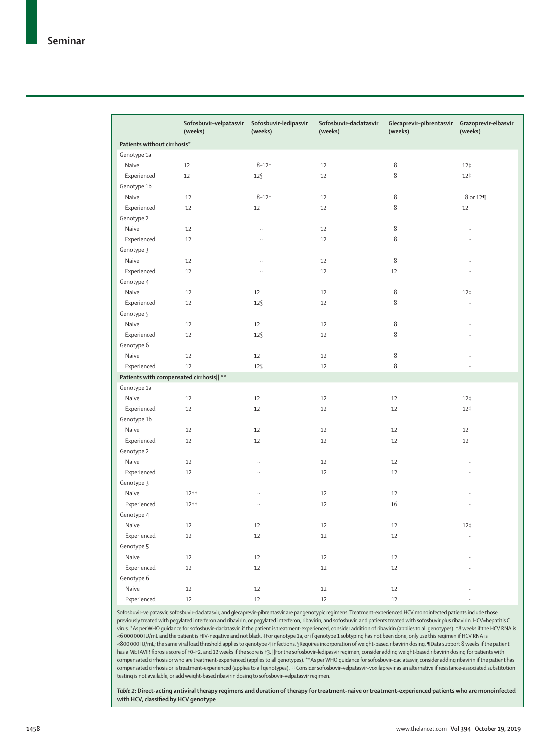|  | Sofosbuvir–velpatasvir (weeks) | Sofosbuvir–ledipasvir (weeks) | Sofosbuvir–daclatasvir (weeks) | Glecaprevir–pibrentasvir (weeks) | Grazoprevir–elbasvir (weeks) |
|---|---|---|---|---|---|
| **Patients without cirrhosis*** |  |  |  |  |  |
| Genotype 1a |  |  |  |  |  |
| Naive | 12 | 8–12† | 12 | 8 | 12‡ |
| Experienced | 12 | 12§ | 12 | 8 | 12‡ |
| Genotype 1b |  |  |  |  |  |
| Naive | 12 | 8–12† | 12 | 8 | 8 or 12¶ |
| Experienced | 12 | 12 | 12 | 8 | 12 |
| Genotype 2 |  |  |  |  |  |
| Naive | 12 | .. | 12 | 8 | .. |
| Experienced | 12 | .. | 12 | 8 | .. |
| Genotype 3 |  |  |  |  |  |
| Naive | 12 | .. | 12 | 8 | .. |
| Experienced | 12 | .. | 12 | 12 | .. |
| Genotype 4 |  |  |  |  |  |
| Naive | 12 | 12 | 12 | 8 | 12‡ |
| Experienced | 12 | 12§ | 12 | 8 | .. |
| Genotype 5 |  |  |  |  |  |
| Naive | 12 | 12 | 12 | 8 | .. |
| Experienced | 12 | 12§ | 12 | 8 | .. |
| Genotype 6 |  |  |  |  |  |
| Naive | 12 | 12 | 12 | 8 | .. |
| Experienced | 12 | 12§ | 12 | 8 | .. |
| **Patients with compensated cirrhosis‖ \*\*** |  |  |  |  |  |
| Genotype 1a |  |  |  |  |  |
| Naive | 12 | 12 | 12 | 12 | 12‡ |
| Experienced | 12 | 12 | 12 | 12 | 12‡ |
| Genotype 1b |  |  |  |  |  |
| Naive | 12 | 12 | 12 | 12 | 12 |
| Experienced | 12 | 12 | 12 | 12 | 12 |
| Genotype 2 |  |  |  |  |  |
| Naive | 12 | .. | 12 | 12 | .. |
| Experienced | 12 | .. | 12 | 12 | .. |
| Genotype 3 |  |  |  |  |  |
| Naive | 12†† | .. | 12 | 12 | .. |
| Experienced | 12†† | .. | 12 | 16 | .. |
| Genotype 4 |  |  |  |  |  |
| Naive | 12 | 12 | 12 | 12 | 12‡ |
| Experienced | 12 | 12 | 12 | 12 | .. |
| Genotype 5 |  |  |  |  |  |
| Naive | 12 | 12 | 12 | 12 | .. |
| Experienced | 12 | 12 | 12 | 12 | .. |
| Genotype 6 |  |  |  |  |  |
| Naive | 12 | 12 | 12 | 12 | .. |
| Experienced | 12 | 12 | 12 | 12 | .. |

Sofosbuvir–velpatasvir, sofosbuvir–daclatasvir, and glecaprevir–pibrentasvir are pangenotypic regimens. Treatment-experienced HCV monoinfected patients include those previously treated with pegylated interferon and ribavirin, or pegylated interferon, ribavirin, and sofosbuvir, and patients treated with sofosbuvir plus ribavirin. HCV=hepatitis C virus. *As per WHO guidance for sofosbuvir–daclatasvir, if the patient is treatment-experienced, consider addition of ribavirin (applies to all genotypes). †8 weeks if the HCV RNA is <6 000 000 IU/mL and the patient is HIV-negative and not black. ‡For genotype 1a, or if genotype 1 subtyping has not been done, only use this regimen if HCV RNA is <800 000 IU/mL; the same viral load threshold applies to genotype 4 infections. §Requires incorporation of weight-based ribavirin dosing. ¶Data support 8 weeks if the patient has a METAVIR fibrosis score of F0–F2, and 12 weeks if the score is F3. ‖For the sofosbuvir–ledipasvir regimen, consider adding weight-based ribavirin dosing for patients with compensated cirrhosis or who are treatment-experienced (applies to all genotypes). **As per WHO guidance for sofosbuvir–daclatasvir, consider adding ribavirin if the patient has compensated cirrhosis or is treatment-experienced (applies to all genotypes). ††Consider sofosbuvir–velpatasvir–voxilaprevir as an alternative if resistance-associated substitution testing is not available, or add weight-based ribavirin dosing to sofosbuvir–velpatasvir regimen.

*Table 2:* **Direct-acting antiviral therapy regimens and duration of therapy for treatment-naive or treatment-experienced patients who are monoinfected with HCV, classified by HCV genotype**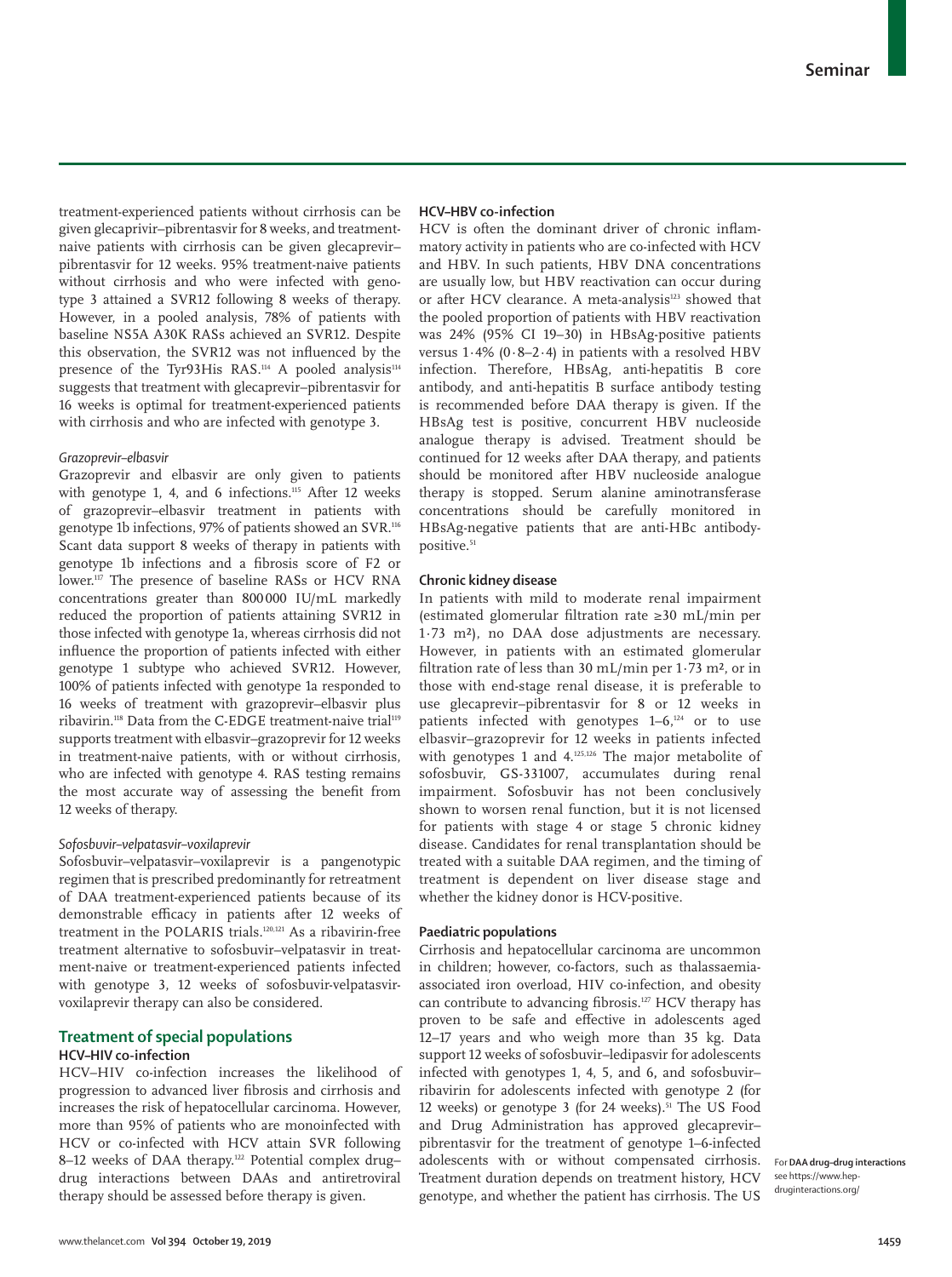treatment-experienced patients without cirrhosis can be given glecaprivir–pibrentasvir for 8 weeks, and treatment-naive patients with cirrhosis can be given glecaprevir–pibrentasvir for 12 weeks. 95% treatment-naive patients without cirrhosis and who were infected with genotype 3 attained a SVR12 following 8 weeks of therapy. However, in a pooled analysis, 78% of patients with baseline NS5A A30K RASs achieved an SVR12. Despite this observation, the SVR12 was not influenced by the presence of the Tyr93His RAS.[114] A pooled analysis[114] suggests that treatment with glecaprevir–pibrentasvir for 16 weeks is optimal for treatment-experienced patients with cirrhosis and who are infected with genotype 3.

#### *Grazoprevir–elbasvir*

Grazoprevir and elbasvir are only given to patients with genotype 1, 4, and 6 infections.[115] After 12 weeks of grazoprevir–elbasvir treatment in patients with genotype 1b infections, 97% of patients showed an SVR.[116] Scant data support 8 weeks of therapy in patients with genotype 1b infections and a fibrosis score of F2 or lower.[117] The presence of baseline NS5A RASs or HCV RNA concentrations greater than 800 000 IU/mL markedly reduced the proportion of patients attaining SVR12 in those infected with genotype 1a, whereas cirrhosis did not influence the proportion of patients infected with either genotype 1 subtype who achieved SVR12. However, 100% of patients infected with genotype 1a responded to 16 weeks of treatment with grazoprevir–elbasvir plus ribavirin.[118] Data from the C-EDGE treatment-naive trial[119] supports treatment with elbasvir–grazoprevir for 12 weeks in treatment-naive patients, with or without cirrhosis, who are infected with genotype 4. RAS testing remains the most accurate way of assessing the benefit from 12 weeks of therapy.

#### *Sofosbuvir–velpatasvir–voxilaprevir*

Sofosbuvir–velpatasvir–voxilaprevir is a pangenotypic regimen that is prescribed predominantly for retreatment of DAA treatment-experienced patients because of its demonstrable efficacy in patients after 12 weeks of treatment in the POLARIS trials.[120,121] As a ribavirin-free treatment alternative to sofosbuvir–velpatasvir in treatment-naive or treatment-experienced patients infected with genotype 3, 12 weeks of sofosbuvir-velpatasvir-voxilaprevir therapy can also be considered.

## Treatment of special populations

### HCV–HIV co-infection

HCV–HIV co-infection increases the likelihood of progression to advanced liver fibrosis and cirrhosis and increases the risk of hepatocellular carcinoma. However, more than 95% of patients who are monoinfected with HCV or co-infected with HCV attain SVR following 8–12 weeks of DAA therapy.[122] Potential complex drug–drug interactions between DAAs and antiretroviral therapy should be assessed before therapy is given.

### HCV–HBV co-infection

HCV is often the dominant driver of chronic inflammatory activity in patients who are co-infected with HCV and HBV. In such patients, HBV DNA concentrations are usually low, but HBV reactivation can occur during or after HCV clearance. A meta-analysis[123] showed that the pooled proportion of patients with HBV reactivation was 24% (95% CI 19–30) in HBsAg-positive patients versus 1·4% (0·8–2·4) in patients with a resolved HBV infection. Therefore, HBsAg, anti-hepatitis B core antibody, and anti-hepatitis B surface antibody testing is recommended before DAA therapy is given. If the HBsAg test is positive, concurrent HBV nucleoside analogue therapy is advised. Treatment should be continued for 12 weeks after DAA therapy, and patients should be monitored after HBV nucleoside analogue therapy is stopped. Serum alanine aminotransferase concentrations should be carefully monitored in HBsAg-negative patients that are anti-HBc antibody-positive.[51]

### Chronic kidney disease

In patients with mild to moderate renal impairment (estimated glomerular filtration rate ≥30 mL/min per 1·73 m²), no DAA dose adjustments are necessary. However, in patients with an estimated glomerular filtration rate of less than 30 mL/min per 1·73 m², or in those with end-stage renal disease, it is preferable to use glecaprevir–pibrentasvir for 8 or 12 weeks in patients infected with genotypes 1–6,[124] or to use elbasvir–grazoprevir for 12 weeks in patients infected with genotypes 1 and 4.[125,126] The major metabolite of sofosbuvir, GS-331007, accumulates during renal impairment. Sofosbuvir has not been conclusively shown to worsen renal function, but it is not licensed for patients with stage 4 or stage 5 chronic kidney disease. Candidates for renal transplantation should be treated with a suitable DAA regimen, and the timing of treatment is dependent on liver disease stage and whether the kidney donor is HCV-positive.

### Paediatric populations

Cirrhosis and hepatocellular carcinoma are uncommon in children; however, co-factors, such as thalassaemia-associated iron overload, HIV co-infection, and obesity can contribute to advancing fibrosis.[127] HCV therapy has proven to be safe and effective in adolescents aged 12–17 years and who weigh more than 35 kg. Data support 12 weeks of sofosbuvir–ledipasvir for adolescents infected with genotypes 1, 4, 5, and 6, and sofosbuvir–ribavirin for adolescents infected with genotype 2 (for 12 weeks) or genotype 3 (for 24 weeks).[51] The US Food and Drug Administration has approved glecaprevir–pibrentasvir for the treatment of genotype 1–6-infected adolescents with or without compensated cirrhosis. Treatment duration depends on treatment history, HCV genotype, and whether the patient has cirrhosis. The US

For **DAA drug–drug interactions** see https://www.hep-druginteractions.org/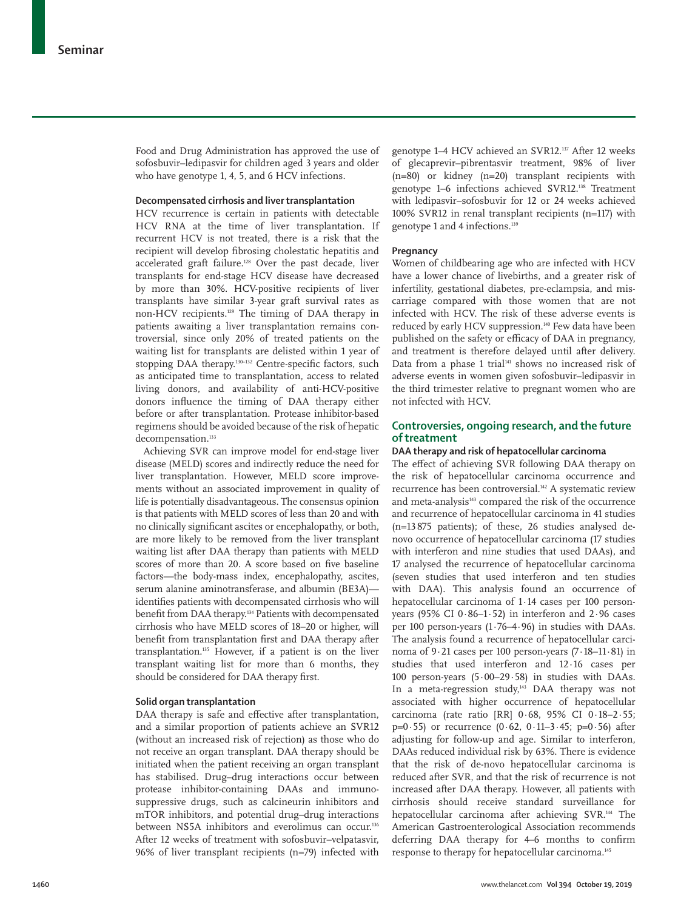Food and Drug Administration has approved the use of sofosbuvir–ledipasvir for children aged 3 years and older who have genotype 1, 4, 5, and 6 HCV infections.

### Decompensated cirrhosis and liver transplantation

HCV recurrence is certain in patients with detectable HCV RNA at the time of liver transplantation. If recurrent HCV is not treated, there is a risk that the recipient will develop fibrosing cholestatic hepatitis and accelerated graft failure.[128] Over the past decade, liver transplants for end-stage HCV disease have decreased by more than 30%. HCV-positive recipients of liver transplants have similar 3-year graft survival rates as non-HCV recipients.[129] The timing of DAA therapy in patients awaiting a liver transplantation remains controversial, since only 20% of treated patients on the waiting list for transplants are delisted within 1 year of stopping DAA therapy.[130–132] Centre-specific factors, such as anticipated time to transplantation, access to related living donors, and availability of anti-HCV-positive donors influence the timing of DAA therapy either before or after transplantation. Protease inhibitor-based regimens should be avoided because of the risk of hepatic decompensation.[133]

Achieving SVR can improve model for end-stage liver disease (MELD) scores and indirectly reduce the need for liver transplantation. However, MELD score improvements without an associated improvement in quality of life is potentially disadvantageous. The consensus opinion is that patients with MELD scores of less than 20 and with no clinically significant ascites or encephalopathy, or both, are more likely to be removed from the liver transplant waiting list after DAA therapy than patients with MELD scores of more than 20. A score based on five baseline factors—the body-mass index, encephalopathy, ascites, serum alanine aminotransferase, and albumin (BE3A)—identifies patients with decompensated cirrhosis who will benefit from DAA therapy.[134] Patients with decompensated cirrhosis who have MELD scores of 18–20 or higher, will benefit from transplantation first and DAA therapy after transplantation.[135] However, if a patient is on the liver transplant waiting list for more than 6 months, they should be considered for DAA therapy first.

### Solid organ transplantation

DAA therapy is safe and effective after transplantation, and a similar proportion of patients achieve an SVR12 (without an increased risk of rejection) as those who do not receive an organ transplant. DAA therapy should be initiated when the patient receiving an organ transplant has stabilised. Drug–drug interactions occur between protease inhibitor-containing DAAs and immunosuppressive drugs, such as calcineurin inhibitors and mTOR inhibitors, and potential drug–drug interactions between NS5A inhibitors and everolimus can occur.[136] After 12 weeks of treatment with sofosbuvir–velpatasvir, 96% of liver transplant recipients (n=79) infected with genotype 1–4 HCV achieved an SVR12.[137] After 12 weeks of glecaprevir–pibrentasvir treatment, 98% of liver (n=80) or kidney (n=20) transplant recipients with genotype 1–6 infections achieved SVR12.[138] Treatment with ledipasvir–sofosbuvir for 12 or 24 weeks achieved 100% SVR12 in renal transplant recipients (n=117) with genotype 1 and 4 infections.[139]

### Pregnancy

Women of childbearing age who are infected with HCV have a lower chance of livebirths, and a greater risk of infertility, gestational diabetes, pre-eclampsia, and miscarriage compared with those women that are not infected with HCV. The risk of these adverse events is reduced by early HCV suppression.[140] Few data have been published on the safety or efficacy of DAA in pregnancy, and treatment is therefore delayed until after delivery. Data from a phase 1 trial[141] shows no increased risk of adverse events in women given sofosbuvir–ledipasvir in the third trimester relative to pregnant women who are not infected with HCV.

## Controversies, ongoing research, and the future of treatment

### DAA therapy and risk of hepatocellular carcinoma

The effect of achieving SVR following DAA therapy on the risk of hepatocellular carcinoma occurrence and recurrence has been controversial.[142] A systematic review and meta-analysis[143] compared the risk of the occurrence and recurrence of hepatocellular carcinoma in 41 studies (n=13 875 patients); of these, 26 studies analysed de-novo occurrence of hepatocellular carcinoma (17 studies with interferon and nine studies that used DAAs), and 17 analysed the recurrence of hepatocellular carcinoma (seven studies that used interferon and ten studies with DAA). This analysis found an occurrence of hepatocellular carcinoma of 1·14 cases per 100 person-years (95% CI 0·86–1·52) in interferon and 2·96 cases per 100 person-years (1·76–4·96) in studies with DAAs. The analysis found a recurrence of hepatocellular carcinoma of 9·21 cases per 100 person-years (7·18–11·81) in studies that used interferon and 12·16 cases per 100 person-years (5·00–29·58) in studies with DAAs. In a meta-regression study,[143] DAA therapy was not associated with higher occurrence of hepatocellular carcinoma (rate ratio [RR] 0·68, 95% CI 0·18–2·55; p=0·55) or recurrence (0·62, 0·11–3·45; p=0·56) after adjusting for follow-up and age. Similar to interferon, DAAs reduced individual risk by 63%. There is evidence that the risk of de-novo hepatocellular carcinoma is reduced after SVR, and that the risk of recurrence is not increased after DAA therapy. However, all patients with cirrhosis should receive standard surveillance for hepatocellular carcinoma after achieving SVR.[144] The American Gastroenterological Association recommends deferring DAA therapy for 4–6 months to confirm response to therapy for hepatocellular carcinoma.[145]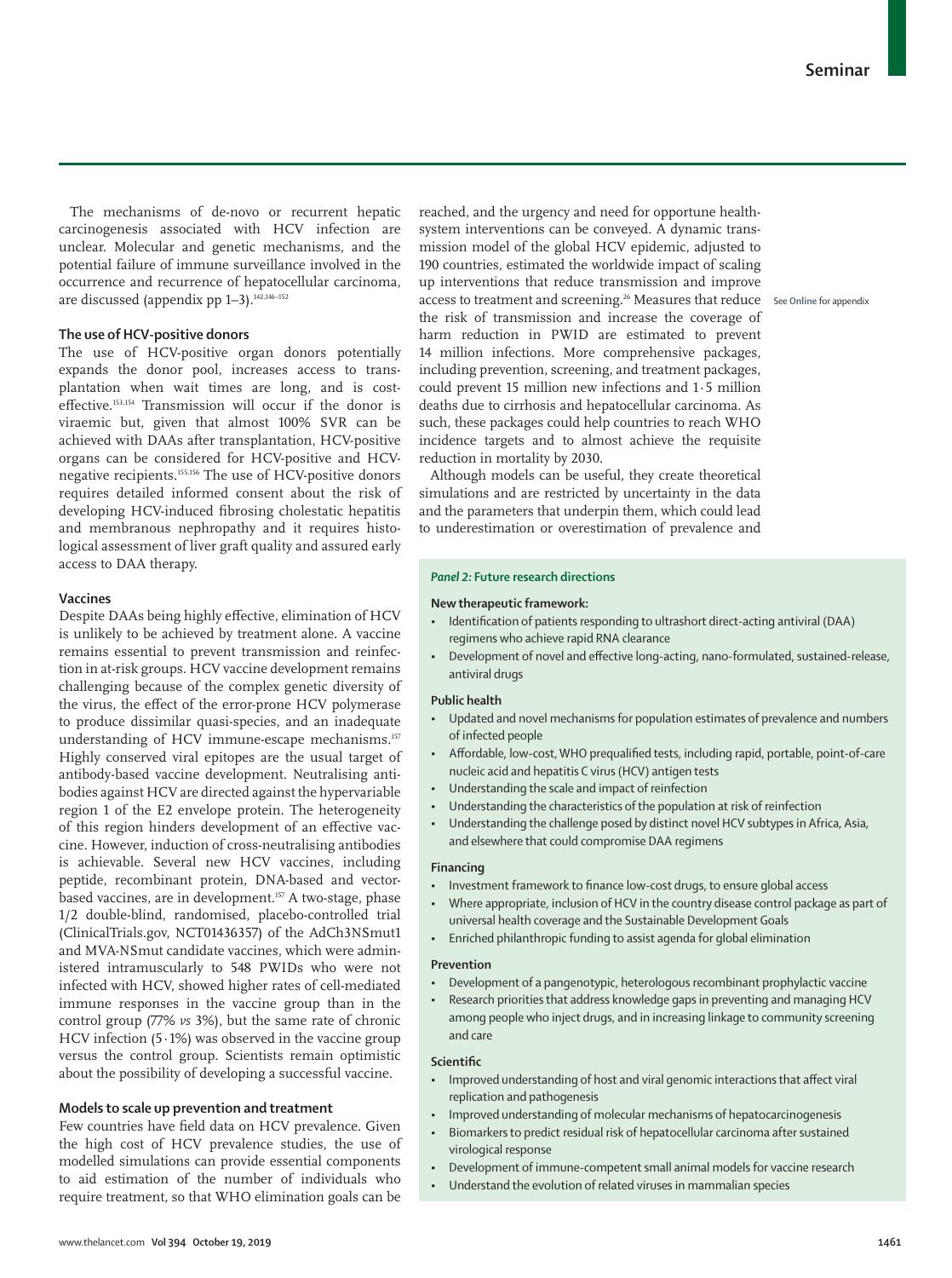The mechanisms of de-novo or recurrent hepatic carcinogenesis associated with HCV infection are unclear. Molecular and genetic mechanisms, and the potential failure of immune surveillance involved in the occurrence and recurrence of hepatocellular carcinoma, are discussed (appendix pp 1–3).[142,146–152]

## The use of HCV-positive donors

The use of HCV-positive organ donors potentially expands the donor pool, increases access to transplantation when wait times are long, and is cost-effective.[153,154] Transmission will occur if the donor is viraemic but, given that almost 100% SVR can be achieved with DAAs after transplantation, HCV-positive organs can be considered for HCV-positive and HCV-negative recipients.[155,156] The use of HCV-positive donors requires detailed informed consent about the risk of developing HCV-induced fibrosing cholestatic hepatitis and membranous nephropathy and it requires histological assessment of liver graft quality and assured early access to DAA therapy.

## Vaccines

Despite DAAs being highly effective, elimination of HCV is unlikely to be achieved by treatment alone. A vaccine remains essential to prevent transmission and reinfection in at-risk groups. HCV vaccine development remains challenging because of the complex genetic diversity of the virus, the effect of the error-prone HCV polymerase to produce dissimilar quasi-species, and an inadequate understanding of HCV immune-escape mechanisms.[157] Highly conserved viral epitopes are the usual target of antibody-based vaccine development. Neutralising antibodies against HCV are directed against the hypervariable region 1 of the E2 envelope protein. The heterogeneity of this region hinders development of an effective vaccine. However, induction of cross-neutralising antibodies is achievable. Several new HCV vaccines, including peptide, recombinant protein, DNA-based and vector-based vaccines, are in development.[157] A two-stage, phase 1/2 double-blind, randomised, placebo-controlled trial (ClinicalTrials.gov, NCT01436357) of the AdCh3NSmut1 and MVA-NSmut candidate vaccines, which were administered intramuscularly to 548 PWIDs who were not infected with HCV, showed higher rates of cell-mediated immune responses in the vaccine group than in the control group (77% *vs* 3%), but the same rate of chronic HCV infection (5·1%) was observed in the vaccine group versus the control group. Scientists remain optimistic about the possibility of developing a successful vaccine.

## Models to scale up prevention and treatment

Few countries have field data on HCV prevalence. Given the high cost of HCV prevalence studies, the use of modelled simulations can provide essential components to aid estimation of the number of individuals who require treatment, so that WHO elimination goals can be reached, and the urgency and need for opportune health-system interventions can be conveyed. A dynamic transmission model of the global HCV epidemic, adjusted to 190 countries, estimated the worldwide impact of scaling up interventions that reduce transmission and improve access to treatment and screening.[26] Measures that reduce the risk of transmission and increase the coverage of harm reduction in PWID are estimated to prevent 14 million infections. More comprehensive packages, including prevention, screening, and treatment packages, could prevent 15 million new infections and 1·5 million deaths due to cirrhosis and hepatocellular carcinoma. As such, these packages could help countries to reach WHO incidence targets and to almost achieve the requisite reduction in mortality by 2030.

See **Online** for appendix

Although models can be useful, they create theoretical simulations and are restricted by uncertainty in the data and the parameters that underpin them, which could lead to underestimation or overestimation of prevalence and

### *Panel 2:* Future research directions

**New therapeutic framework:**

- Identification of patients responding to ultrashort direct-acting antiviral (DAA) regimens who achieve rapid RNA clearance
- Development of novel and effective long-acting, nano-formulated, sustained-release, antiviral drugs

**Public health**

- Updated and novel mechanisms for population estimates of prevalence and numbers of infected people
- Affordable, low-cost, WHO prequalified tests, including rapid, portable, point-of-care nucleic acid and hepatitis C virus (HCV) antigen tests
- Understanding the scale and impact of reinfection
- Understanding the characteristics of the population at risk of reinfection
- Understanding the challenge posed by distinct novel HCV subtypes in Africa, Asia, and elsewhere that could compromise DAA regimens

**Financing**

- Investment framework to finance low-cost drugs, to ensure global access
- Where appropriate, inclusion of HCV in the country disease control package as part of universal health coverage and the Sustainable Development Goals
- Enriched philanthropic funding to assist agenda for global elimination

**Prevention**

- Development of a pangenotypic, heterologous recombinant prophylactic vaccine
- Research priorities that address knowledge gaps in preventing and managing HCV among people who inject drugs, and in increasing linkage to community screening and care

**Scientific**

- Improved understanding of host and viral genomic interactions that affect viral replication and pathogenesis
- Improved understanding of molecular mechanisms of hepatocarcinogenesis
- Biomarkers to predict residual risk of hepatocellular carcinoma after sustained virological response
- Development of immune-competent small animal models for vaccine research
- Understand the evolution of related viruses in mammalian species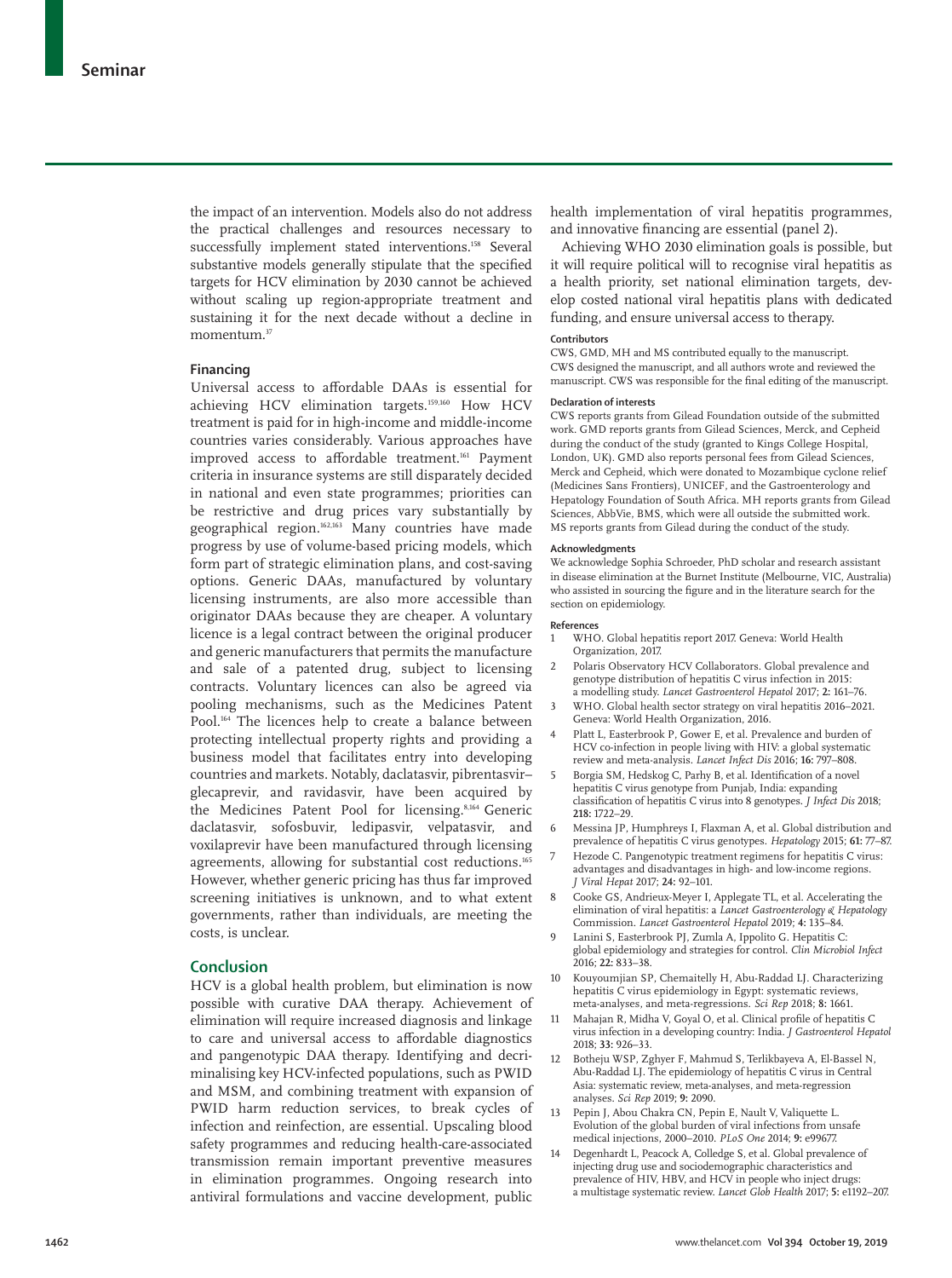the impact of an intervention. Models also do not address the practical challenges and resources necessary to successfully implement stated interventions.[158] Several substantive models generally stipulate that the specified targets for HCV elimination by 2030 cannot be achieved without scaling up region-appropriate treatment and sustaining it for the next decade without a decline in momentum.[37]

### Financing

Universal access to affordable DAAs is essential for achieving HCV elimination targets.[159,160] How HCV treatment is paid for in high-income and middle-income countries varies considerably. Various approaches have improved access to affordable treatment.[161] Payment criteria in insurance systems are still disparately decided in national and even state programmes; priorities can be restrictive and drug prices vary substantially by geographical region.[162,163] Many countries have made progress by use of volume-based pricing models, which form part of strategic elimination plans, and cost-saving options. Generic DAAs, manufactured by voluntary licensing instruments, are also more accessible than originator DAAs because they are cheaper. A voluntary licence is a legal contract between the original producer and generic manufacturers that permits the manufacture and sale of a patented drug, subject to licensing contracts. Voluntary licences can also be agreed via pooling mechanisms, such as the Medicines Patent Pool.[164] The licences help to create a balance between protecting intellectual property rights and providing a business model that facilitates entry into developing countries and markets. Notably, daclatasvir, pibrentasvir–glecaprevir, and ravidasvir, have been acquired by the Medicines Patent Pool for licensing.[8,164] Generic daclatasvir, sofosbuvir, ledipasvir, velpatasvir, and voxilaprevir have been manufactured through licensing agreements, allowing for substantial cost reductions.[165] However, whether generic pricing has thus far improved screening initiatives is unknown, and to what extent governments, rather than individuals, are meeting the costs, is unclear.

## Conclusion

HCV is a global health problem, but elimination is now possible with curative DAA therapy. Achievement of elimination will require increased diagnosis and linkage to care and universal access to affordable diagnostics and pangenotypic DAA therapy. Identifying and decriminalising key HCV-infected populations, such as PWID and MSM, and combining treatment with expansion of PWID harm reduction services, to break cycles of infection and reinfection, are essential. Upscaling blood safety programmes and reducing health-care-associated transmission remain important preventive measures in elimination programmes. Ongoing research into antiviral formulations and vaccine development, public health implementation of viral hepatitis programmes, and innovative financing are essential (panel 2).

Achieving WHO 2030 elimination goals is possible, but it will require political will to recognise viral hepatitis as a health priority, set national elimination targets, develop costed national viral hepatitis plans with dedicated funding, and ensure universal access to therapy.

#### Contributors

CWS, GMD, MH and MS contributed equally to the manuscript. CWS designed the manuscript, and all authors wrote and reviewed the manuscript. CWS was responsible for the final editing of the manuscript.

#### Declaration of interests

CWS reports grants from Gilead Foundation outside of the submitted work. GMD reports grants from Gilead Sciences, Merck, and Cepheid during the conduct of the study (granted to Kings College Hospital, London, UK). GMD also reports personal fees from Gilead Sciences, Merck and Cepheid, which were donated to Mozambique cyclone relief (Medicines Sans Frontiers), UNICEF, and the Gastroenterology and Hepatology Foundation of South Africa. MH reports grants from Gilead Sciences, AbbVie, BMS, which were all outside the submitted work. MS reports grants from Gilead during the conduct of the study.

#### Acknowledgments

We acknowledge Sophia Schroeder, PhD scholar and research assistant in disease elimination at the Burnet Institute (Melbourne, VIC, Australia) who assisted in sourcing the figure and in the literature search for the section on epidemiology.

#### References

1. WHO. Global hepatitis report 2017. Geneva: World Health Organization, 2017.
2. Polaris Observatory HCV Collaborators. Global prevalence and genotype distribution of hepatitis C virus infection in 2015: a modelling study. *Lancet Gastroenterol Hepatol* 2017; **2:** 161–76.
3. WHO. Global health sector strategy on viral hepatitis 2016–2021. Geneva: World Health Organization, 2016.
4. Platt L, Easterbrook P, Gower E, et al. Prevalence and burden of HCV co-infection in people living with HIV: a global systematic review and meta-analysis. *Lancet Infect Dis* 2016; **16:** 797–808.
5. Borgia SM, Hedskog C, Parhy B, et al. Identification of a novel hepatitis C virus genotype from Punjab, India: expanding classification of hepatitis C virus into 8 genotypes. *J Infect Dis* 2018; **218:** 1722–29.
6. Messina JP, Humphreys I, Flaxman A, et al. Global distribution and prevalence of hepatitis C virus genotypes. *Hepatology* 2015; **61:** 77–87.
7. Hezode C. Pangenotypic treatment regimens for hepatitis C virus: advantages and disadvantages in high- and low-income regions. *J Viral Hepat* 2017; **24:** 92–101.
8. Cooke GS, Andrieux-Meyer I, Applegate TL, et al. Accelerating the elimination of viral hepatitis: a *Lancet Gastroenterology & Hepatology* Commission. *Lancet Gastroenterol Hepatol* 2019; **4:** 135–84.
9. Lanini S, Easterbrook PJ, Zumla A, Ippolito G. Hepatitis C: global epidemiology and strategies for control. *Clin Microbiol Infect* 2016; **22:** 833–38.
10. Kouyoumjian SP, Chemaitelly H, Abu-Raddad LJ. Characterizing hepatitis C virus epidemiology in Egypt: systematic reviews, meta-analyses, and meta-regressions. *Sci Rep* 2018; **8:** 1661.
11. Mahajan R, Midha V, Goyal O, et al. Clinical profile of hepatitis C virus infection in a developing country: India. *J Gastroenterol Hepatol* 2018; **33:** 926–33.
12. Botheju WSP, Zghyer F, Mahmud S, Terlikbayeva A, El-Bassel N, Abu-Raddad LJ. The epidemiology of hepatitis C virus in Central Asia: systematic review, meta-analyses, and meta-regression analyses. *Sci Rep* 2019; **9:** 2090.
13. Pepin J, Abou Chakra CN, Pepin E, Nault V, Valiquette L. Evolution of the global burden of viral infections from unsafe medical injections, 2000–2010. *PLoS One* 2014; **9:** e99677.
14. Degenhardt L, Peacock A, Colledge S, et al. Global prevalence of injecting drug use and sociodemographic characteristics and prevalence of HIV, HBV, and HCV in people who inject drugs: a multistage systematic review. *Lancet Glob Health* 2017; **5:** e1192–207.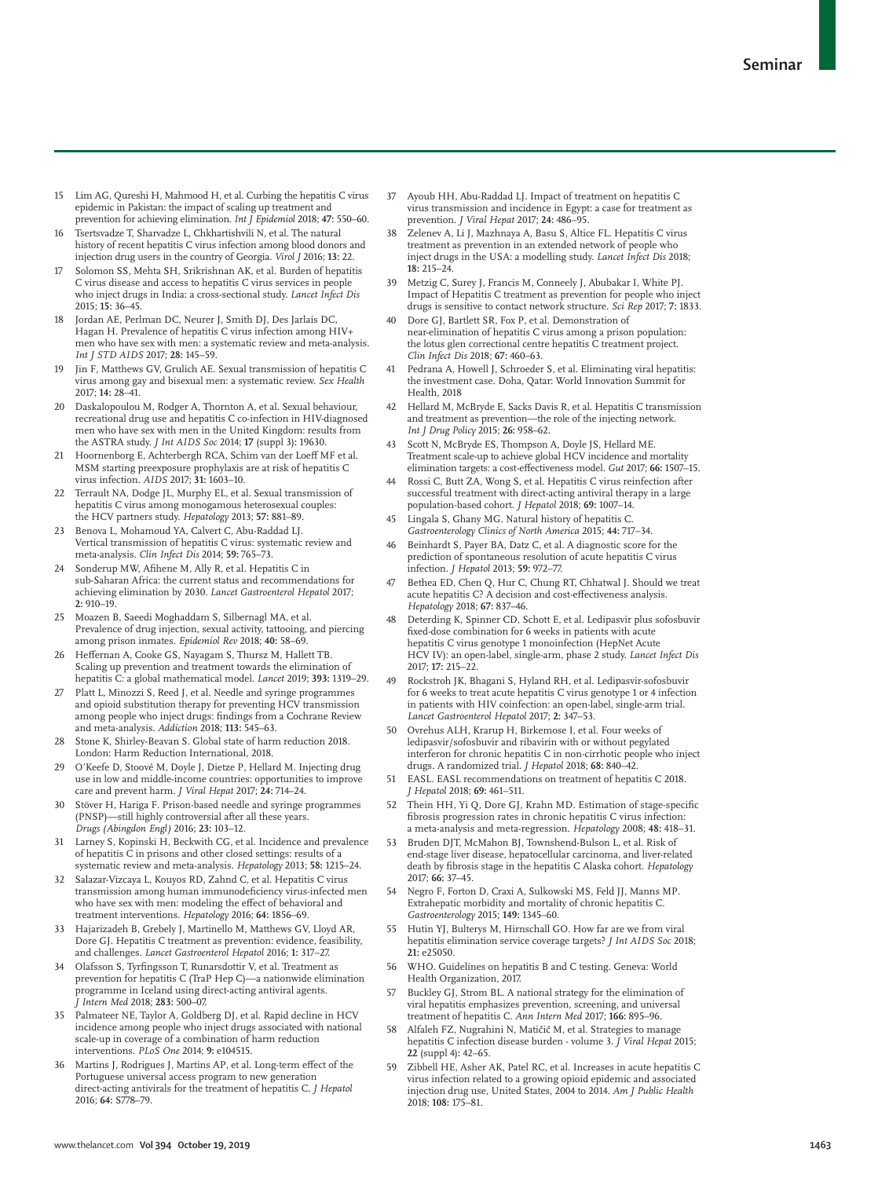15 Lim AG, Qureshi H, Mahmood H, et al. Curbing the hepatitis C virus epidemic in Pakistan: the impact of scaling up treatment and prevention for achieving elimination. *Int J Epidemiol* 2018; **47:** 550–60.

16 Tsertsvadze T, Sharvadze L, Chkhartishvili N, et al. The natural history of recent hepatitis C virus infection among blood donors and injection drug users in the country of Georgia. *Virol J* 2016; **13:** 22.

17 Solomon SS, Mehta SH, Srikrishnan AK, et al. Burden of hepatitis C virus disease and access to hepatitis C virus services in people who inject drugs in India: a cross-sectional study. *Lancet Infect Dis* 2015; **15:** 36–45.

18 Jordan AE, Perlman DC, Neurer J, Smith DJ, Des Jarlais DC, Hagan H. Prevalence of hepatitis C virus infection among HIV+ men who have sex with men: a systematic review and meta-analysis. *Int J STD AIDS* 2017; **28:** 145–59.

19 Jin F, Matthews GV, Grulich AE. Sexual transmission of hepatitis C virus among gay and bisexual men: a systematic review. *Sex Health* 2017; **14:** 28–41.

20 Daskalopoulou M, Rodger A, Thornton A, et al. Sexual behaviour, recreational drug use and hepatitis C co-infection in HIV-diagnosed men who have sex with men in the United Kingdom: results from the ASTRA study. *J Int AIDS Soc* 2014; **17** (suppl 3)**:** 19630.

21 Hoornenborg E, Achterbergh RCA, Schim van der Loeff MF et al. MSM starting preexposure prophylaxis are at risk of hepatitis C virus infection. *AIDS* 2017; **31:** 1603–10.

22 Terrault NA, Dodge JL, Murphy EL, et al. Sexual transmission of hepatitis C virus among monogamous heterosexual couples: the HCV partners study. *Hepatology* 2013; **57:** 881–89.

23 Benova L, Mohamoud YA, Calvert C, Abu-Raddad LJ. Vertical transmission of hepatitis C virus: systematic review and meta-analysis. *Clin Infect Dis* 2014; **59:** 765–73.

24 Sonderup MW, Afihene M, Ally R, et al. Hepatitis C in sub-Saharan Africa: the current status and recommendations for achieving elimination by 2030. *Lancet Gastroenterol Hepatol* 2017; **2:** 910–19.

25 Moazen B, Saeedi Moghaddam S, Silbernagl MA, et al. Prevalence of drug injection, sexual activity, tattooing, and piercing among prison inmates. *Epidemiol Rev* 2018; **40:** 58–69.

26 Heffernan A, Cooke GS, Nayagam S, Thursz M, Hallett TB. Scaling up prevention and treatment towards the elimination of hepatitis C: a global mathematical model. *Lancet* 2019; **393:** 1319–29.

27 Platt L, Minozzi S, Reed J, et al. Needle and syringe programmes and opioid substitution therapy for preventing HCV transmission among people who inject drugs: findings from a Cochrane Review and meta-analysis. *Addiction* 2018; **113:** 545–63.

28 Stone K, Shirley-Beavan S. Global state of harm reduction 2018. London: Harm Reduction International, 2018.

29 O'Keefe D, Stoové M, Doyle J, Dietze P, Hellard M. Injecting drug use in low and middle-income countries: opportunities to improve care and prevent harm. *J Viral Hepat* 2017; **24:** 714–24.

30 Stöver H, Hariga F. Prison-based needle and syringe programmes (PNSP)—still highly controversial after all these years. *Drugs (Abingdon Engl)* 2016; **23:** 103–12.

31 Larney S, Kopinski H, Beckwith CG, et al. Incidence and prevalence of hepatitis C in prisons and other closed settings: results of a systematic review and meta-analysis. *Hepatology* 2013; **58:** 1215–24.

32 Salazar-Vizcaya L, Kouyos RD, Zahnd C, et al. Hepatitis C virus transmission among human immunodeficiency virus-infected men who have sex with men: modeling the effect of behavioral and treatment interventions. *Hepatology* 2016; **64:** 1856–69.

33 Hajarizadeh B, Grebely J, Martinello M, Matthews GV, Lloyd AR, Dore GJ. Hepatitis C treatment as prevention: evidence, feasibility, and challenges. *Lancet Gastroenterol Hepatol* 2016; **1:** 317–27.

34 Olafsson S, Tyrfingsson T, Runarsdottir V, et al. Treatment as prevention for hepatitis C (TraP Hep C)—a nationwide elimination programme in Iceland using direct-acting antiviral agents. *J Intern Med* 2018; **283:** 500–07.

35 Palmateer NE, Taylor A, Goldberg DJ, et al. Rapid decline in HCV incidence among people who inject drugs associated with national scale-up in coverage of a combination of harm reduction interventions. *PLoS One* 2014; **9:** e104515.

36 Martins J, Rodrigues J, Martins AP, et al. Long-term effect of the Portuguese universal access program to new generation direct-acting antivirals for the treatment of hepatitis C. *J Hepatol* 2016; **64:** S778–79.

37 Ayoub HH, Abu-Raddad LJ. Impact of treatment on hepatitis C virus transmission and incidence in Egypt: a case for treatment as prevention. *J Viral Hepat* 2017; **24:** 486–95.

38 Zelenev A, Li J, Mazhnaya A, Basu S, Altice FL. Hepatitis C virus treatment as prevention in an extended network of people who inject drugs in the USA: a modelling study. *Lancet Infect Dis* 2018; **18:** 215–24.

39 Metzig C, Surey J, Francis M, Conneely J, Abubakar I, White PJ. Impact of Hepatitis C treatment as prevention for people who inject drugs is sensitive to contact network structure. *Sci Rep* 2017; **7:** 1833.

40 Dore GJ, Bartlett SR, Fox P, et al. Demonstration of near-elimination of hepatitis C virus among a prison population: the lotus glen correctional centre hepatitis C treatment project. *Clin Infect Dis* 2018; **67:** 460–63.

41 Pedrana A, Howell J, Schroeder S, et al. Eliminating viral hepatitis: the investment case. Doha, Qatar: World Innovation Summit for Health, 2018

42 Hellard M, McBryde E, Sacks Davis R, et al. Hepatitis C transmission and treatment as prevention—the role of the injecting network. *Int J Drug Policy* 2015; **26:** 958–62.

43 Scott N, McBryde ES, Thompson A, Doyle JS, Hellard ME. Treatment scale-up to achieve global HCV incidence and mortality elimination targets: a cost-effectiveness model. *Gut* 2017; **66:** 1507–15.

44 Rossi C, Butt ZA, Wong S, et al. Hepatitis C virus reinfection after successful treatment with direct-acting antiviral therapy in a large population-based cohort. *J Hepatol* 2018; **69:** 1007–14.

45 Lingala S, Ghany MG. Natural history of hepatitis C. *Gastroenterology Clinics of North America* 2015; **44:** 717–34.

46 Beinhardt S, Payer BA, Datz C, et al. A diagnostic score for the prediction of spontaneous resolution of acute hepatitis C virus infection. *J Hepatol* 2013; **59:** 972–77.

47 Bethea ED, Chen Q, Hur C, Chung RT, Chhatwal J. Should we treat acute hepatitis C? A decision and cost-effectiveness analysis. *Hepatology* 2018; **67:** 837–46.

48 Deterding K, Spinner CD, Schott E, et al. Ledipasvir plus sofosbuvir fixed-dose combination for 6 weeks in patients with acute hepatitis C virus genotype 1 monoinfection (HepNet Acute HCV IV): an open-label, single-arm, phase 2 study. *Lancet Infect Dis* 2017; **17:** 215–22.

49 Rockstroh JK, Bhagani S, Hyland RH, et al. Ledipasvir-sofosbuvir for 6 weeks to treat acute hepatitis C virus genotype 1 or 4 infection in patients with HIV coinfection: an open-label, single-arm trial. *Lancet Gastroenterol Hepatol* 2017; **2:** 347–53.

50 Ovrehus ALH, Krarup H, Birkemose I, et al. Four weeks of ledipasvir/sofosbuvir and ribavirin with or without pegylated interferon for chronic hepatitis C in non-cirrhotic people who inject drugs. A randomized trial. *J Hepatol* 2018; **68:** 840–42.

51 EASL. EASL recommendations on treatment of hepatitis C 2018. *J Hepatol* 2018; **69:** 461–511.

52 Thein HH, Yi Q, Dore GJ, Krahn MD. Estimation of stage-specific fibrosis progression rates in chronic hepatitis C virus infection: a meta-analysis and meta-regression. *Hepatology* 2008; **48:** 418–31.

53 Bruden DJT, McMahon BJ, Townshend-Bulson L, et al. Risk of end-stage liver disease, hepatocellular carcinoma, and liver-related death by fibrosis stage in the hepatitis C Alaska cohort. *Hepatology* 2017; **66:** 37–45.

54 Negro F, Forton D, Craxi A, Sulkowski MS, Feld JJ, Manns MP. Extrahepatic morbidity and mortality of chronic hepatitis C. *Gastroenterology* 2015; **149:** 1345–60.

55 Hutin YJ, Bulterys M, Hirnschall GO. How far are we from viral hepatitis elimination service coverage targets? *J Int AIDS Soc* 2018; **21:** e25050.

56 WHO. Guidelines on hepatitis B and C testing. Geneva: World Health Organization, 2017.

57 Buckley GJ, Strom BL. A national strategy for the elimination of viral hepatitis emphasizes prevention, screening, and universal treatment of hepatitis C. *Ann Intern Med* 2017; **166:** 895–96.

58 Alfaleh FZ, Nugrahini N, Matičič M, et al. Strategies to manage hepatitis C infection disease burden - volume 3. *J Viral Hepat* 2015; **22** (suppl 4)**:** 42–65.

59 Zibbell HE, Asher AK, Patel RC, et al. Increases in acute hepatitis C virus infection related to a growing opioid epidemic and associated injection drug use, United States, 2004 to 2014. *Am J Public Health* 2018; **108:** 175–81.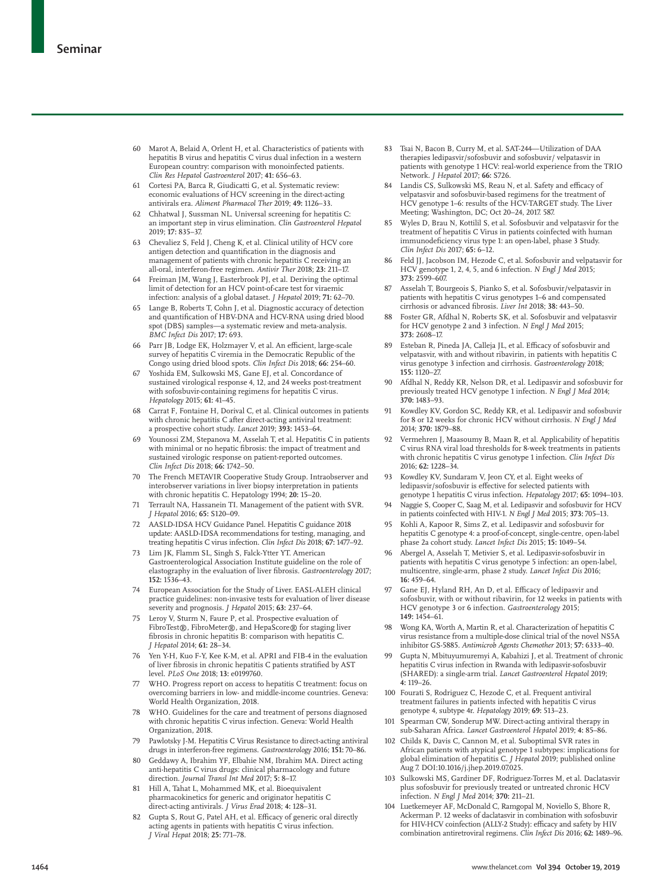60 Marot A, Belaid A, Orlent H, et al. Characteristics of patients with hepatitis B virus and hepatitis C virus dual infection in a western European country: comparison with monoinfected patients. *Clin Res Hepatol Gastroenterol* 2017; **41:** 656–63.

61 Cortesi PA, Barca R, Giudicatti G, et al. Systematic review: economic evaluations of HCV screening in the direct-acting antivirals era. *Aliment Pharmacol Ther* 2019; **49:** 1126–33.

62 Chhatwal J, Sussman NL. Universal screening for hepatitis C: an important step in virus elimination. *Clin Gastroenterol Hepatol* 2019; **17:** 835–37.

63 Chevaliez S, Feld J, Cheng K, et al. Clinical utility of HCV core antigen detection and quantification in the diagnosis and management of patients with chronic hepatitis C receiving an all-oral, interferon-free regimen. *Antivir Ther* 2018; **23:** 211–17.

64 Freiman JM, Wang J, Easterbrook PJ, et al. Deriving the optimal limit of detection for an HCV point-of-care test for viraemic infection: analysis of a global dataset. *J Hepatol* 2019; **71:** 62–70.

65 Lange B, Roberts T, Cohn J, et al. Diagnostic accuracy of detection and quantification of HBV-DNA and HCV-RNA using dried blood spot (DBS) samples—a systematic review and meta-analysis. *BMC Infect Dis* 2017; **17:** 693.

66 Parr JB, Lodge EK, Holzmayer V, et al. An efficient, large-scale survey of hepatitis C viremia in the Democratic Republic of the Congo using dried blood spots. *Clin Infect Dis* 2018; **66:** 254–60.

67 Yoshida EM, Sulkowski MS, Gane EJ, et al. Concordance of sustained virological response 4, 12, and 24 weeks post-treatment with sofosbuvir-containing regimens for hepatitis C virus. *Hepatology* 2015; **61:** 41–45.

68 Carrat F, Fontaine H, Dorival C, et al. Clinical outcomes in patients with chronic hepatitis C after direct-acting antiviral treatment: a prospective cohort study. *Lancet* 2019; **393:** 1453–64.

69 Younossi ZM, Stepanova M, Asselah T, et al. Hepatitis C in patients with minimal or no hepatic fibrosis: the impact of treatment and sustained virologic response on patient-reported outcomes. *Clin Infect Dis* 2018; **66:** 1742–50.

70 The French METAVIR Cooperative Study Group. Intraobserver and interobserver variations in liver biopsy interpretation in patients with chronic hepatitis C. Hepatology 1994; **20:** 15–20.

71 Terrault NA, Hassanein TI. Management of the patient with SVR. *J Hepatol* 2016; **65:** S120–09.

72 AASLD-IDSA HCV Guidance Panel. Hepatitis C guidance 2018 update: AASLD-IDSA recommendations for testing, managing, and treating hepatitis C virus infection. *Clin Infect Dis* 2018; **67:** 1477–92.

73 Lim JK, Flamm SL, Singh S, Falck-Ytter YT. American Gastroenterological Association Institute guideline on the role of elastography in the evaluation of liver fibrosis. *Gastroenterology* 2017; **152:** 1536–43.

74 European Association for the Study of Liver. EASL-ALEH clinical practice guidelines: non-invasive tests for evaluation of liver disease severity and prognosis. *J Hepatol* 2015; **63:** 237–64.

75 Leroy V, Sturm N, Faure P, et al. Prospective evaluation of FibroTest®, FibroMeter®, and HepaScore® for staging liver fibrosis in chronic hepatitis B: comparison with hepatitis C. *J Hepatol* 2014; **61:** 28–34.

76 Yen Y-H, Kuo F-Y, Kee K-M, et al. APRI and FIB-4 in the evaluation of liver fibrosis in chronic hepatitis C patients stratified by AST level. *PLoS One* 2018; **13:** e0199760.

77 WHO. Progress report on access to hepatitis C treatment: focus on overcoming barriers in low- and middle-income countries. Geneva: World Health Organization, 2018.

78 WHO. Guidelines for the care and treatment of persons diagnosed with chronic hepatitis C virus infection. Geneva: World Health Organization, 2018.

79 Pawlotsky J-M. Hepatitis C Virus Resistance to direct-acting antiviral drugs in interferon-free regimens. *Gastroenterology* 2016; **151:** 70–86.

80 Geddawy A, Ibrahim YF, Elbahie NM, Ibrahim MA. Direct acting anti-hepatitis C virus drugs: clinical pharmacology and future direction. *Journal Transl Int Med* 2017; **5:** 8–17.

81 Hill A, Tahat L, Mohammed MK, et al. Bioequivalent pharmacokinetics for generic and originator hepatitis C direct-acting antivirals. *J Virus Erad* 2018; **4:** 128–31.

82 Gupta S, Rout G, Patel AH, et al. Efficacy of generic oral directly acting agents in patients with hepatitis C virus infection. *J Viral Hepat* 2018; **25:** 771–78.

83 Tsai N, Bacon B, Curry M, et al. SAT-244—Utilization of DAA therapies ledipasvir/sofosbuvir and sofosbuvir/ velpatasvir in patients with genotype 1 HCV: real-world experience from the TRIO Network. *J Hepatol* 2017; **66:** S726.

84 Landis CS, Sulkowski MS, Reau N, et al. Safety and efficacy of velpatasvir and sofosbuvir-based regimens for the treatment of HCV genotype 1–6: results of the HCV-TARGET study. The Liver Meeting; Washington, DC; Oct 20–24, 2017. 587.

85 Wyles D, Brau N, Kottilil S, et al. Sofosbuvir and velpatasvir for the treatment of hepatitis C Virus in patients coinfected with human immunodeficiency virus type 1: an open-label, phase 3 Study. *Clin Infect Dis* 2017; **65:** 6–12.

86 Feld JJ, Jacobson IM, Hezode C, et al. Sofosbuvir and velpatasvir for HCV genotype 1, 2, 4, 5, and 6 infection. *N Engl J Med* 2015; **373:** 2599–607.

87 Asselah T, Bourgeois S, Pianko S, et al. Sofosbuvir/velpatasvir in patients with hepatitis C virus genotypes 1–6 and compensated cirrhosis or advanced fibrosis. *Liver Int* 2018; **38:** 443–50.

88 Foster GR, Afdhal N, Roberts SK, et al. Sofosbuvir and velpatasvir for HCV genotype 2 and 3 infection. *N Engl J Med* 2015; **373:** 2608–17.

89 Esteban R, Pineda JA, Calleja JL, et al. Efficacy of sofosbuvir and velpatasvir, with and without ribavirin, in patients with hepatitis C virus genotype 3 infection and cirrhosis. *Gastroenterology* 2018; **155:** 1120–27.

90 Afdhal N, Reddy KR, Nelson DR, et al. Ledipasvir and sofosbuvir for previously treated HCV genotype 1 infection. *N Engl J Med* 2014; **370:** 1483–93.

91 Kowdley KV, Gordon SC, Reddy KR, et al. Ledipasvir and sofosbuvir for 8 or 12 weeks for chronic HCV without cirrhosis. *N Engl J Med* 2014; **370:** 1879–88.

92 Vermehren J, Maasoumy B, Maan R, et al. Applicability of hepatitis C virus RNA viral load thresholds for 8-week treatments in patients with chronic hepatitis C virus genotype 1 infection. *Clin Infect Dis* 2016; **62:** 1228–34.

93 Kowdley KV, Sundaram V, Jeon CY, et al. Eight weeks of ledipasvir/sofosbuvir is effective for selected patients with genotype 1 hepatitis C virus infection. *Hepatology* 2017; **65:** 1094–103.

94 Naggie S, Cooper C, Saag M, et al. Ledipasvir and sofosbuvir for HCV in patients coinfected with HIV-1. *N Engl J Med* 2015; **373:** 705–13.

95 Kohli A, Kapoor R, Sims Z, et al. Ledipasvir and sofosbuvir for hepatitis C genotype 4: a proof-of-concept, single-centre, open-label phase 2a cohort study. *Lancet Infect Dis* 2015; **15:** 1049–54.

96 Abergel A, Asselah T, Metivier S, et al. Ledipasvir-sofosbuvir in patients with hepatitis C virus genotype 5 infection: an open-label, multicentre, single-arm, phase 2 study. *Lancet Infect Dis* 2016; **16:** 459–64.

97 Gane EJ, Hyland RH, An D, et al. Efficacy of ledipasvir and sofosbuvir, with or without ribavirin, for 12 weeks in patients with HCV genotype 3 or 6 infection. *Gastroenterology* 2015; **149:** 1454–61.

98 Wong KA, Worth A, Martin R, et al. Characterization of hepatitis C virus resistance from a multiple-dose clinical trial of the novel NS5A inhibitor GS-5885. *Antimicrob Agents Chemother* 2013; **57:** 6333–40.

99 Gupta N, Mbituyumuremyi A, Kabahizi J, et al. Treatment of chronic hepatitis C virus infection in Rwanda with ledipasvir-sofosbuvir (SHARED): a single-arm trial. *Lancet Gastroenterol Hepatol* 2019; **4:** 119–26.

100 Fourati S, Rodriguez C, Hezode C, et al. Frequent antiviral treatment failures in patients infected with hepatitis C virus genotype 4, subtype 4r. *Hepatology* 2019; **69:** 513–23.

101 Spearman CW, Sonderup MW. Direct-acting antiviral therapy in sub-Saharan Africa. *Lancet Gastroenterol Hepatol* 2019; **4:** 85–86.

102 Childs K, Davis C, Cannon M, et al. Suboptimal SVR rates in African patients with atypical genotype 1 subtypes: implications for global elimination of hepatitis C. *J Hepatol* 2019; published online Aug 7. DOI:10.1016/j.jhep.2019.07.025.

103 Sulkowski MS, Gardiner DF, Rodriguez-Torres M, et al. Daclatasvir plus sofosbuvir for previously treated or untreated chronic HCV infection. *N Engl J Med* 2014; **370:** 211–21.

104 Luetkemeyer AF, McDonald C, Ramgopal M, Noviello S, Bhore R, Ackerman P. 12 weeks of daclatasvir in combination with sofosbuvir for HIV-HCV coinfection (ALLY-2 Study): efficacy and safety by HIV combination antiretroviral regimens. *Clin Infect Dis* 2016; **62:** 1489–96.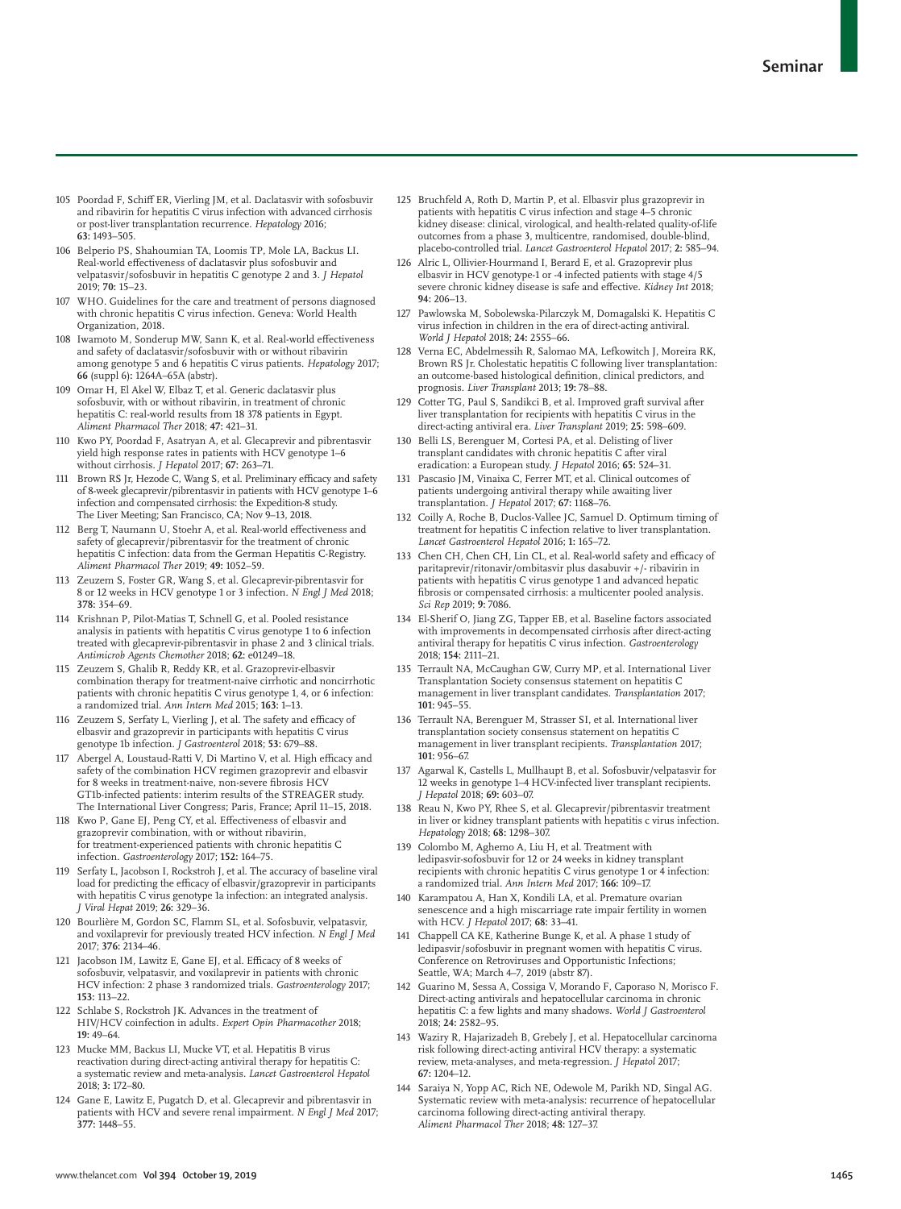105 Poordad F, Schiff ER, Vierling JM, et al. Daclatasvir with sofosbuvir and ribavirin for hepatitis C virus infection with advanced cirrhosis or post-liver transplantation recurrence. *Hepatology* 2016; **63:** 1493–505.

106 Belperio PS, Shahoumian TA, Loomis TP, Mole LA, Backus LI. Real-world effectiveness of daclatasvir plus sofosbuvir and velpatasvir/sofosbuvir in hepatitis C genotype 2 and 3. *J Hepatol* 2019; **70:** 15–23.

107 WHO. Guidelines for the care and treatment of persons diagnosed with chronic hepatitis C virus infection. Geneva: World Health Organization, 2018.

108 Iwamoto M, Sonderup MW, Sann K, et al. Real-world effectiveness and safety of daclatasvir/sofosbuvir with or without ribavirin among genotype 5 and 6 hepatitis C virus patients. *Hepatology* 2017; **66** (suppl 6)**:** 1264A–65A (abstr).

109 Omar H, El Akel W, Elbaz T, et al. Generic daclatasvir plus sofosbuvir, with or without ribavirin, in treatment of chronic hepatitis C: real-world results from 18 378 patients in Egypt. *Aliment Pharmacol Ther* 2018; **47:** 421–31.

110 Kwo PY, Poordad F, Asatryan A, et al. Glecaprevir and pibrentasvir yield high response rates in patients with HCV genotype 1–6 without cirrhosis. *J Hepatol* 2017; **67:** 263–71.

111 Brown RS Jr, Hezode C, Wang S, et al. Preliminary efficacy and safety of 8-week glecaprevir/pibrentasvir in patients with HCV genotype 1–6 infection and compensated cirrhosis: the Expedition-8 study. The Liver Meeting; San Francisco, CA; Nov 9–13, 2018.

112 Berg T, Naumann U, Stoehr A, et al. Real-world effectiveness and safety of glecaprevir/pibrentasvir for the treatment of chronic hepatitis C infection: data from the German Hepatitis C-Registry. *Aliment Pharmacol Ther* 2019; **49:** 1052–59.

113 Zeuzem S, Foster GR, Wang S, et al. Glecaprevir-pibrentasvir for 8 or 12 weeks in HCV genotype 1 or 3 infection. *N Engl J Med* 2018; **378:** 354–69.

114 Krishnan P, Pilot-Matias T, Schnell G, et al. Pooled resistance analysis in patients with hepatitis C virus genotype 1 to 6 infection treated with glecaprevir-pibrentasvir in phase 2 and 3 clinical trials. *Antimicrob Agents Chemother* 2018; **62:** e01249–18.

115 Zeuzem S, Ghalib R, Reddy KR, et al. Grazoprevir-elbasvir combination therapy for treatment-naive cirrhotic and noncirrhotic patients with chronic hepatitis C virus genotype 1, 4, or 6 infection: a randomized trial. *Ann Intern Med* 2015; **163:** 1–13.

116 Zeuzem S, Serfaty L, Vierling J, et al. The safety and efficacy of elbasvir and grazoprevir in participants with hepatitis C virus genotype 1b infection. *J Gastroenterol* 2018; **53:** 679–88.

117 Abergel A, Loustaud-Ratti V, Di Martino V, et al. High efficacy and safety of the combination HCV regimen grazoprevir and elbasvir for 8 weeks in treatment-naive, non-severe fibrosis HCV GT1b-infected patients: interim results of the STREAGER study. The International Liver Congress; Paris, France; April 11–15, 2018.

118 Kwo P, Gane EJ, Peng CY, et al. Effectiveness of elbasvir and grazoprevir combination, with or without ribavirin, for treatment-experienced patients with chronic hepatitis C infection. *Gastroenterology* 2017; **152:** 164–75.

119 Serfaty L, Jacobson I, Rockstroh J, et al. The accuracy of baseline viral load for predicting the efficacy of elbasvir/grazoprevir in participants with hepatitis C virus genotype 1a infection: an integrated analysis. *J Viral Hepat* 2019; **26:** 329–36.

120 Bourlière M, Gordon SC, Flamm SL, et al. Sofosbuvir, velpatasvir, and voxilaprevir for previously treated HCV infection. *N Engl J Med* 2017; **376:** 2134–46.

121 Jacobson IM, Lawitz E, Gane EJ, et al. Efficacy of 8 weeks of sofosbuvir, velpatasvir, and voxilaprevir in patients with chronic HCV infection: 2 phase 3 randomized trials. *Gastroenterology* 2017; **153:** 113–22.

122 Schlabe S, Rockstroh JK. Advances in the treatment of HIV/HCV coinfection in adults. *Expert Opin Pharmacother* 2018; **19:** 49–64.

123 Mucke MM, Backus LI, Mucke VT, et al. Hepatitis B virus reactivation during direct-acting antiviral therapy for hepatitis C: a systematic review and meta-analysis. *Lancet Gastroenterol Hepatol* 2018; **3:** 172–80.

124 Gane E, Lawitz E, Pugatch D, et al. Glecaprevir and pibrentasvir in patients with HCV and severe renal impairment. *N Engl J Med* 2017; **377:** 1448–55.

125 Bruchfeld A, Roth D, Martin P, et al. Elbasvir plus grazoprevir in patients with hepatitis C virus infection and stage 4–5 chronic kidney disease: clinical, virological, and health-related quality-of-life outcomes from a phase 3, multicentre, randomised, double-blind, placebo-controlled trial. *Lancet Gastroenterol Hepatol* 2017; **2:** 585–94.

126 Alric L, Ollivier-Hourmand I, Berard E, et al. Grazoprevir plus elbasvir in HCV genotype-1 or -4 infected patients with stage 4/5 severe chronic kidney disease is safe and effective. *Kidney Int* 2018; **94:** 206–13.

127 Pawlowska M, Sobolewska-Pilarczyk M, Domagalski K. Hepatitis C virus infection in children in the era of direct-acting antiviral. *World J Hepatol* 2018; **24:** 2555–66.

128 Verna EC, Abdelmessih R, Salomao MA, Lefkowitch J, Moreira RK, Brown RS Jr. Cholestatic hepatitis C following liver transplantation: an outcome-based histological definition, clinical predictors, and prognosis. *Liver Transplant* 2013; **19:** 78–88.

129 Cotter TG, Paul S, Sandikci B, et al. Improved graft survival after liver transplantation for recipients with hepatitis C virus in the direct-acting antiviral era. *Liver Transplant* 2019; **25:** 598–609.

130 Belli LS, Berenguer M, Cortesi PA, et al. Delisting of liver transplant candidates with chronic hepatitis C after viral eradication: a European study. *J Hepatol* 2016; **65:** 524–31.

131 Pascasio JM, Vinaixa C, Ferrer MT, et al. Clinical outcomes of patients undergoing antiviral therapy while awaiting liver transplantation. *J Hepatol* 2017; **67:** 1168–76.

132 Coilly A, Roche B, Duclos-Vallee JC, Samuel D. Optimum timing of treatment for hepatitis C infection relative to liver transplantation. *Lancet Gastroenterol Hepatol* 2016; **1:** 165–72.

133 Chen CH, Chen CH, Lin CL, et al. Real-world safety and efficacy of paritaprevir/ritonavir/ombitasvir plus dasabuvir +/- ribavirin in patients with hepatitis C virus genotype 1 and advanced hepatic fibrosis or compensated cirrhosis: a multicenter pooled analysis. *Sci Rep* 2019; **9:** 7086.

134 El-Sherif O, Jiang ZG, Tapper EB, et al. Baseline factors associated with improvements in decompensated cirrhosis after direct-acting antiviral therapy for hepatitis C virus infection. *Gastroenterology* 2018; **154:** 2111–21.

135 Terrault NA, McCaughan GW, Curry MP, et al. International Liver Transplantation Society consensus statement on hepatitis C management in liver transplant candidates. *Transplantation* 2017; **101:** 945–55.

136 Terrault NA, Berenguer M, Strasser SI, et al. International liver transplantation society consensus statement on hepatitis C management in liver transplant recipients. *Transplantation* 2017; **101:** 956–67.

137 Agarwal K, Castells L, Mullhaupt B, et al. Sofosbuvir/velpatasvir for 12 weeks in genotype 1–4 HCV-infected liver transplant recipients. *J Hepatol* 2018; **69:** 603–07.

138 Reau N, Kwo PY, Rhee S, et al. Glecaprevir/pibrentasvir treatment in liver or kidney transplant patients with hepatitis c virus infection. *Hepatology* 2018; **68:** 1298–307.

139 Colombo M, Aghemo A, Liu H, et al. Treatment with ledipasvir-sofosbuvir for 12 or 24 weeks in kidney transplant recipients with chronic hepatitis C virus genotype 1 or 4 infection: a randomized trial. *Ann Intern Med* 2017; **166:** 109–17.

140 Karampatou A, Han X, Kondili LA, et al. Premature ovarian senescence and a high miscarriage rate impair fertility in women with HCV. *J Hepatol* 2017; **68:** 33–41.

141 Chappell CA KE, Katherine Bunge K, et al. A phase 1 study of ledipasvir/sofosbuvir in pregnant women with hepatitis C virus. Conference on Retroviruses and Opportunistic Infections; Seattle, WA; March 4–7, 2019 (abstr 87).

142 Guarino M, Sessa A, Cossiga V, Morando F, Caporaso N, Morisco F. Direct-acting antivirals and hepatocellular carcinoma in chronic hepatitis C: a few lights and many shadows. *World J Gastroenterol* 2018; **24:** 2582–95.

143 Waziry R, Hajarizadeh B, Grebely J, et al. Hepatocellular carcinoma risk following direct-acting antiviral HCV therapy: a systematic review, meta-analyses, and meta-regression. *J Hepatol* 2017; **67:** 1204–12.

144 Saraiya N, Yopp AC, Rich NE, Odewole M, Parikh ND, Singal AG. Systematic review with meta-analysis: recurrence of hepatocellular carcinoma following direct-acting antiviral therapy. *Aliment Pharmacol Ther* 2018; **48:** 127–37.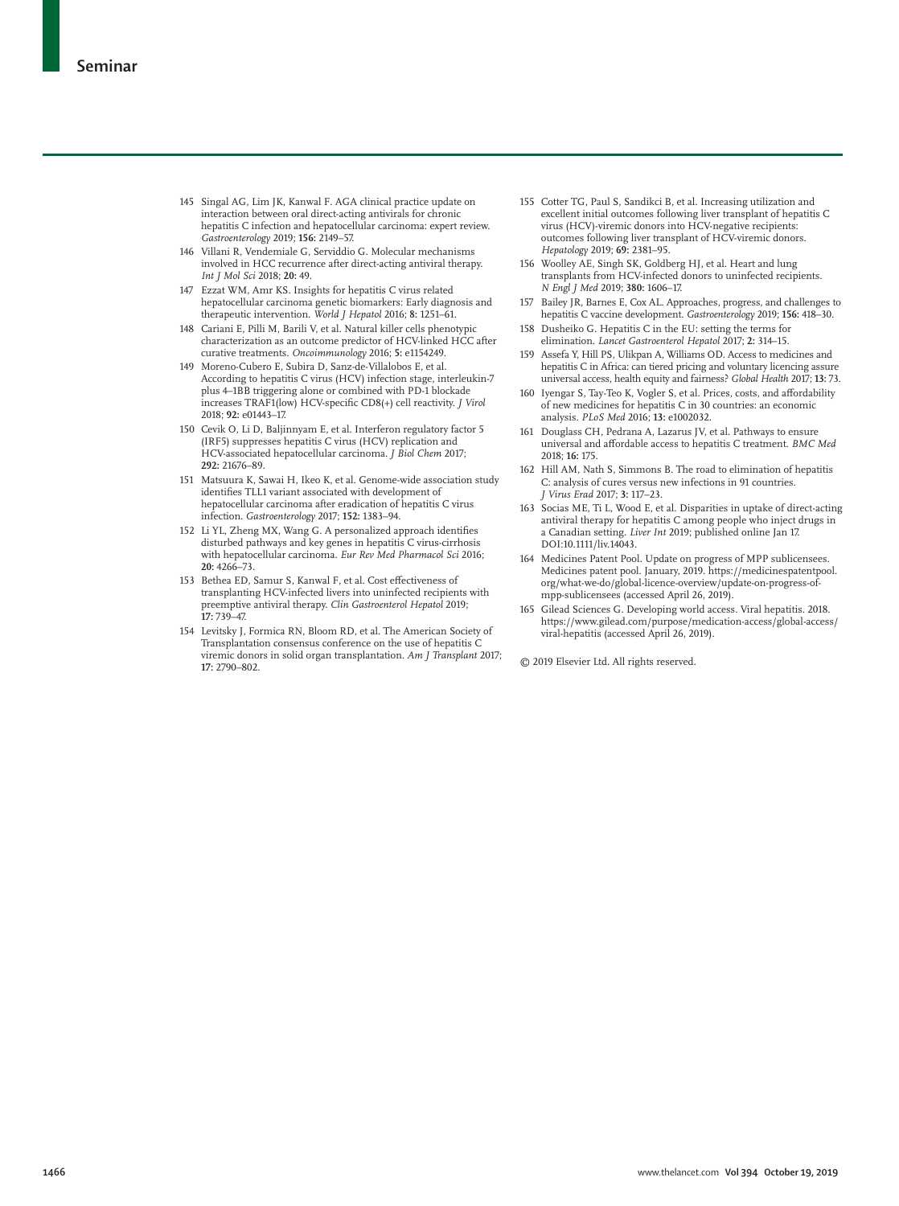145 Singal AG, Lim JK, Kanwal F. AGA clinical practice update on interaction between oral direct-acting antivirals for chronic hepatitis C infection and hepatocellular carcinoma: expert review. *Gastroenterology* 2019; **156:** 2149–57.

146 Villani R, Vendemiale G, Serviddio G. Molecular mechanisms involved in HCC recurrence after direct-acting antiviral therapy. *Int J Mol Sci* 2018; **20:** 49.

147 Ezzat WM, Amr KS. Insights for hepatitis C virus related hepatocellular carcinoma genetic biomarkers: Early diagnosis and therapeutic intervention. *World J Hepatol* 2016; **8:** 1251–61.

148 Cariani E, Pilli M, Barili V, et al. Natural killer cells phenotypic characterization as an outcome predictor of HCV-linked HCC after curative treatments. *Oncoimmunology* 2016; **5:** e1154249.

149 Moreno-Cubero E, Subira D, Sanz-de-Villalobos E, et al. According to hepatitis C virus (HCV) infection stage, interleukin-7 plus 4–1BB triggering alone or combined with PD-1 blockade increases TRAF1(low) HCV-specific CD8(+) cell reactivity. *J Virol* 2018; **92:** e01443–17.

150 Cevik O, Li D, Baljinnyam E, et al. Interferon regulatory factor 5 (IRF5) suppresses hepatitis C virus (HCV) replication and HCV-associated hepatocellular carcinoma. *J Biol Chem* 2017; **292:** 21676–89.

151 Matsuura K, Sawai H, Ikeo K, et al. Genome-wide association study identifies TLL1 variant associated with development of hepatocellular carcinoma after eradication of hepatitis C virus infection. *Gastroenterology* 2017; **152:** 1383–94.

152 Li YL, Zheng MX, Wang G. A personalized approach identifies disturbed pathways and key genes in hepatitis C virus-cirrhosis with hepatocellular carcinoma. *Eur Rev Med Pharmacol Sci* 2016; **20:** 4266–73.

153 Bethea ED, Samur S, Kanwal F, et al. Cost effectiveness of transplanting HCV-infected livers into uninfected recipients with preemptive antiviral therapy. *Clin Gastroenterol Hepatol* 2019; **17:** 739–47.

154 Levitsky J, Formica RN, Bloom RD, et al. The American Society of Transplantation consensus conference on the use of hepatitis C viremic donors in solid organ transplantation. *Am J Transplant* 2017; **17:** 2790–802.

155 Cotter TG, Paul S, Sandikci B, et al. Increasing utilization and excellent initial outcomes following liver transplant of hepatitis C virus (HCV)-viremic donors into HCV-negative recipients: outcomes following liver transplant of HCV-viremic donors. *Hepatology* 2019; **69:** 2381–95.

156 Woolley AE, Singh SK, Goldberg HJ, et al. Heart and lung transplants from HCV-infected donors to uninfected recipients. *N Engl J Med* 2019; **380:** 1606–17.

157 Bailey JR, Barnes E, Cox AL. Approaches, progress, and challenges to hepatitis C vaccine development. *Gastroenterology* 2019; **156:** 418–30.

158 Dusheiko G. Hepatitis C in the EU: setting the terms for elimination. *Lancet Gastroenterol Hepatol* 2017; **2:** 314–15.

159 Assefa Y, Hill PS, Ulikpan A, Williams OD. Access to medicines and hepatitis C in Africa: can tiered pricing and voluntary licencing assure universal access, health equity and fairness? *Global Health* 2017; **13:** 73.

160 Iyengar S, Tay-Teo K, Vogler S, et al. Prices, costs, and affordability of new medicines for hepatitis C in 30 countries: an economic analysis. *PLoS Med* 2016; **13:** e1002032.

161 Douglass CH, Pedrana A, Lazarus JV, et al. Pathways to ensure universal and affordable access to hepatitis C treatment. *BMC Med* 2018; **16:** 175.

162 Hill AM, Nath S, Simmons B. The road to elimination of hepatitis C: analysis of cures versus new infections in 91 countries. *J Virus Erad* 2017; **3:** 117–23.

163 Socias ME, Ti L, Wood E, et al. Disparities in uptake of direct-acting antiviral therapy for hepatitis C among people who inject drugs in a Canadian setting. *Liver Int* 2019; published online Jan 17. DOI:10.1111/liv.14043.

164 Medicines Patent Pool. Update on progress of MPP sublicensees. Medicines patent pool. January, 2019. https://medicinespatentpool.org/what-we-do/global-licence-overview/update-on-progress-of-mpp-sublicensees (accessed April 26, 2019).

165 Gilead Sciences G. Developing world access. Viral hepatitis. 2018. https://www.gilead.com/purpose/medication-access/global-access/viral-hepatitis (accessed April 26, 2019).

© 2019 Elsevier Ltd. All rights reserved.